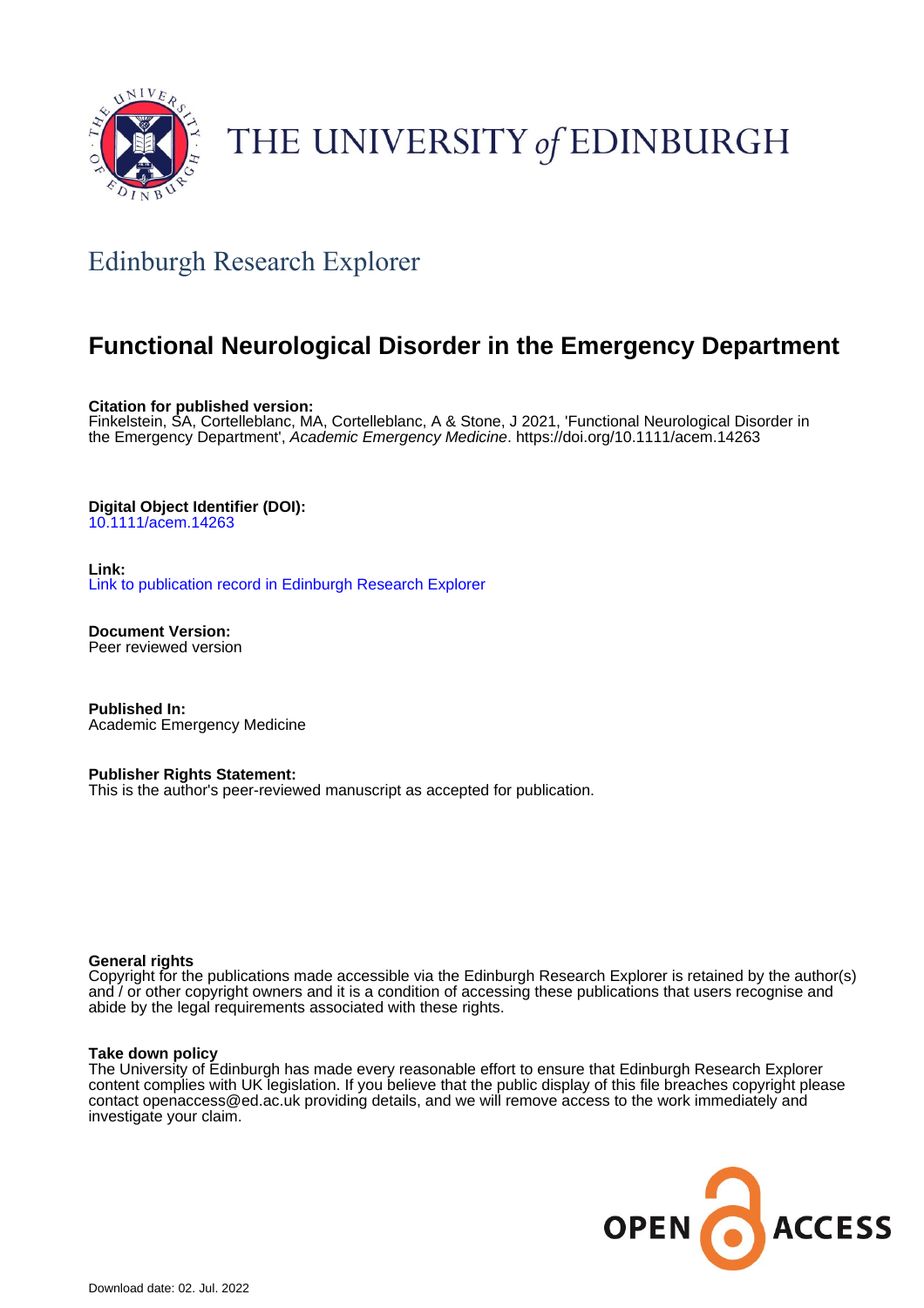THE UNIVERSITY *of* EDINBURGH

## Edinburgh Research Explorer

# Functional Neurological Disorder in the Emergency Department

**Citation for published version:**
Finkelstein, SA, Cortelleblanc, MA, Cortelleblanc, A & Stone, J 2021, 'Functional Neurological Disorder in the Emergency Department', *Academic Emergency Medicine*. https://doi.org/10.1111/acem.14263

**Digital Object Identifier (DOI):**
10.1111/acem.14263

**Link:**
Link to publication record in Edinburgh Research Explorer

**Document Version:**
Peer reviewed version

**Published In:**
Academic Emergency Medicine

**Publisher Rights Statement:**
This is the author's peer-reviewed manuscript as accepted for publication.

**General rights**
Copyright for the publications made accessible via the Edinburgh Research Explorer is retained by the author(s) and / or other copyright owners and it is a condition of accessing these publications that users recognise and abide by the legal requirements associated with these rights.

**Take down policy**
The University of Edinburgh has made every reasonable effort to ensure that Edinburgh Research Explorer content complies with UK legislation. If you believe that the public display of this file breaches copyright please contact openaccess@ed.ac.uk providing details, and we will remove access to the work immediately and investigate your claim.

Download date: 02. Jul. 2022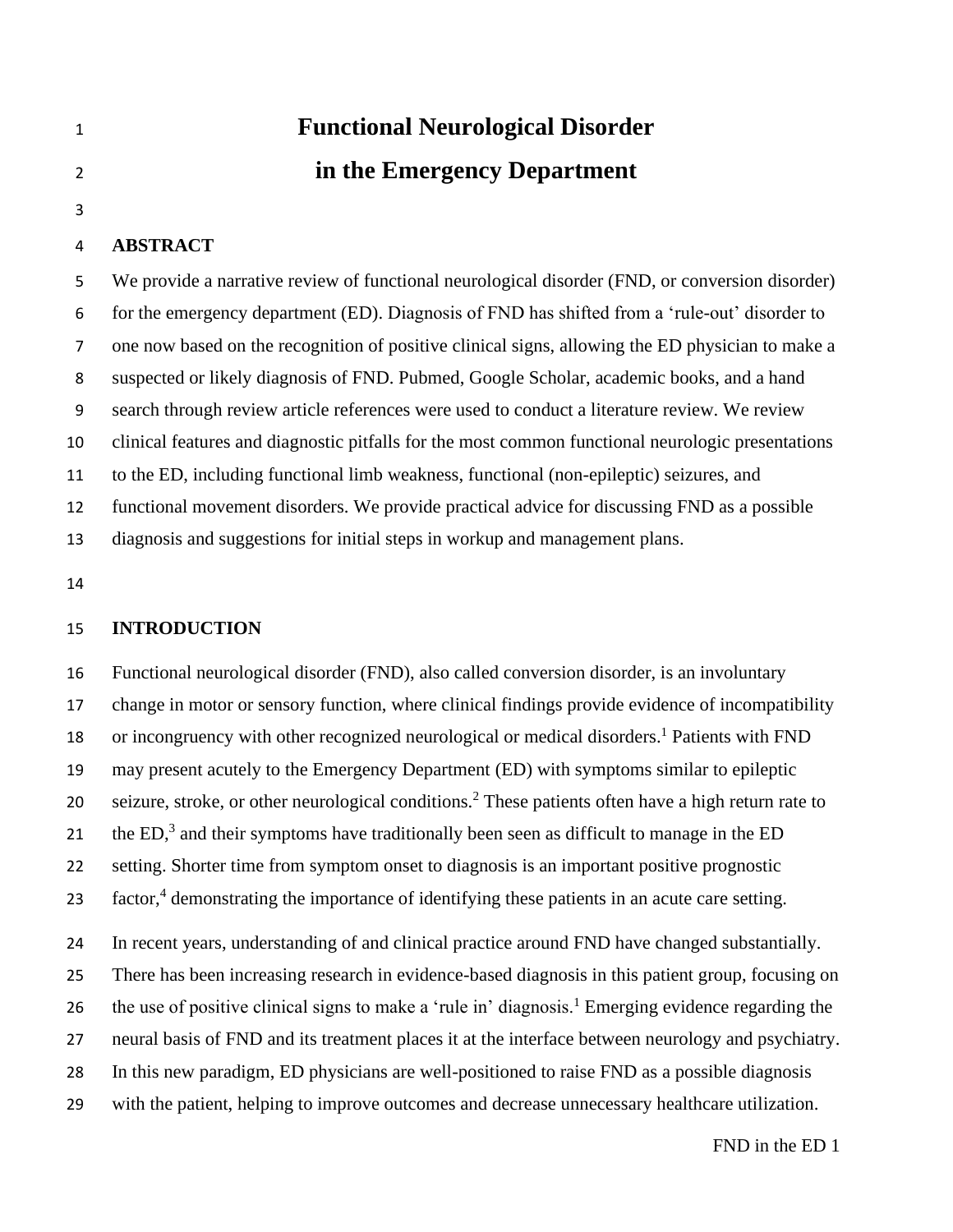# Functional Neurological Disorder in the Emergency Department

## ABSTRACT

We provide a narrative review of functional neurological disorder (FND, or conversion disorder) for the emergency department (ED). Diagnosis of FND has shifted from a 'rule-out' disorder to one now based on the recognition of positive clinical signs, allowing the ED physician to make a suspected or likely diagnosis of FND. Pubmed, Google Scholar, academic books, and a hand search through review article references were used to conduct a literature review. We review clinical features and diagnostic pitfalls for the most common functional neurologic presentations to the ED, including functional limb weakness, functional (non-epileptic) seizures, and functional movement disorders. We provide practical advice for discussing FND as a possible diagnosis and suggestions for initial steps in workup and management plans.

## INTRODUCTION

Functional neurological disorder (FND), also called conversion disorder, is an involuntary change in motor or sensory function, where clinical findings provide evidence of incompatibility or incongruency with other recognized neurological or medical disorders.[1] Patients with FND may present acutely to the Emergency Department (ED) with symptoms similar to epileptic seizure, stroke, or other neurological conditions.[2] These patients often have a high return rate to the ED,[3] and their symptoms have traditionally been seen as difficult to manage in the ED setting. Shorter time from symptom onset to diagnosis is an important positive prognostic factor,[4] demonstrating the importance of identifying these patients in an acute care setting.

In recent years, understanding of and clinical practice around FND have changed substantially. There has been increasing research in evidence-based diagnosis in this patient group, focusing on the use of positive clinical signs to make a 'rule in' diagnosis.[1] Emerging evidence regarding the neural basis of FND and its treatment places it at the interface between neurology and psychiatry. In this new paradigm, ED physicians are well-positioned to raise FND as a possible diagnosis with the patient, helping to improve outcomes and decrease unnecessary healthcare utilization.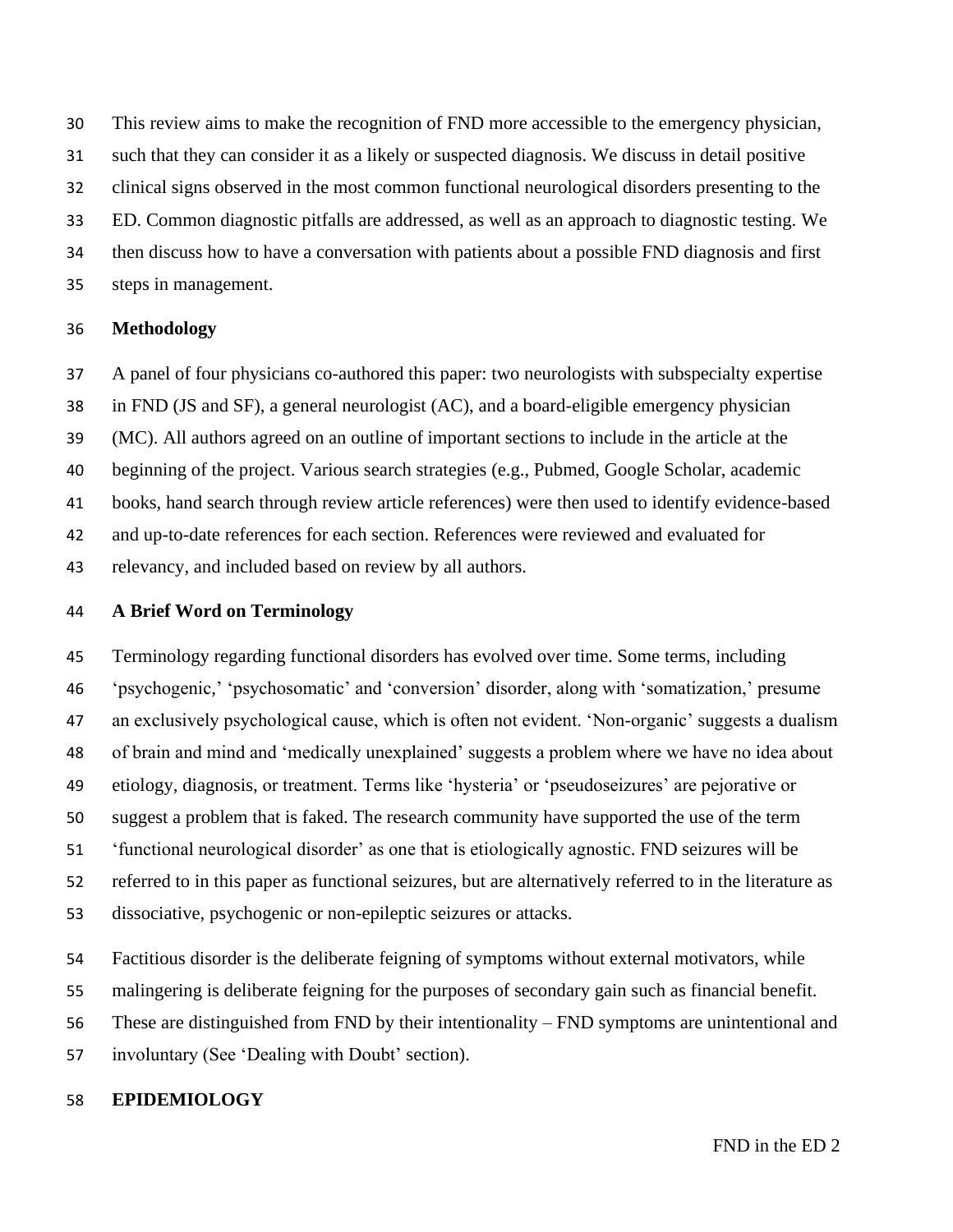This review aims to make the recognition of FND more accessible to the emergency physician, such that they can consider it as a likely or suspected diagnosis. We discuss in detail positive clinical signs observed in the most common functional neurological disorders presenting to the ED. Common diagnostic pitfalls are addressed, as well as an approach to diagnostic testing. We then discuss how to have a conversation with patients about a possible FND diagnosis and first steps in management.

## Methodology

A panel of four physicians co-authored this paper: two neurologists with subspecialty expertise in FND (JS and SF), a general neurologist (AC), and a board-eligible emergency physician (MC). All authors agreed on an outline of important sections to include in the article at the beginning of the project. Various search strategies (e.g., Pubmed, Google Scholar, academic books, hand search through review article references) were then used to identify evidence-based and up-to-date references for each section. References were reviewed and evaluated for relevancy, and included based on review by all authors.

## A Brief Word on Terminology

Terminology regarding functional disorders has evolved over time. Some terms, including 'psychogenic,' 'psychosomatic' and 'conversion' disorder, along with 'somatization,' presume an exclusively psychological cause, which is often not evident. 'Non-organic' suggests a dualism of brain and mind and 'medically unexplained' suggests a problem where we have no idea about etiology, diagnosis, or treatment. Terms like 'hysteria' or 'pseudoseizures' are pejorative or suggest a problem that is faked. The research community have supported the use of the term 'functional neurological disorder' as one that is etiologically agnostic. FND seizures will be referred to in this paper as functional seizures, but are alternatively referred to in the literature as dissociative, psychogenic or non-epileptic seizures or attacks.

Factitious disorder is the deliberate feigning of symptoms without external motivators, while malingering is deliberate feigning for the purposes of secondary gain such as financial benefit. These are distinguished from FND by their intentionality – FND symptoms are unintentional and involuntary (See 'Dealing with Doubt' section).

## EPIDEMIOLOGY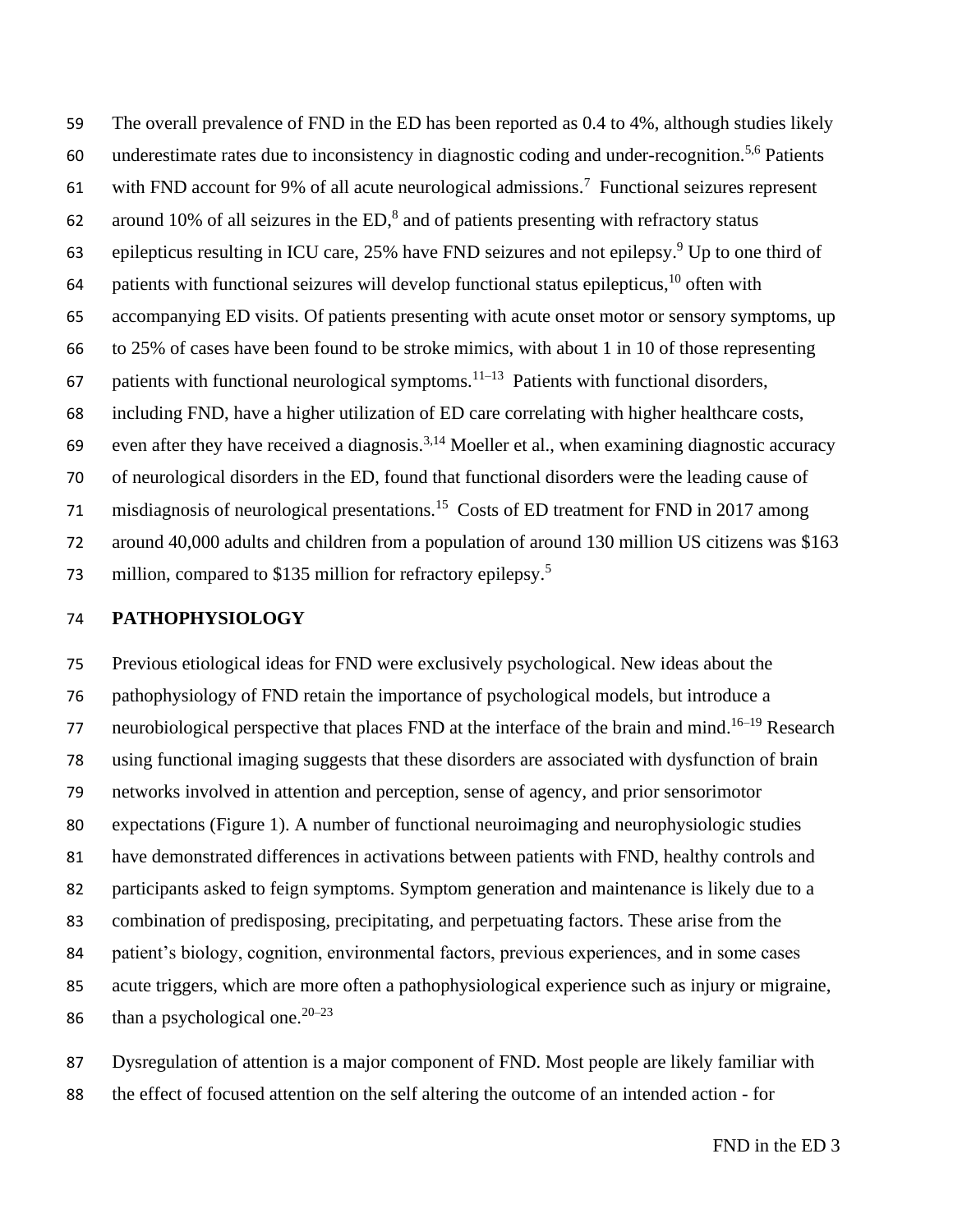The overall prevalence of FND in the ED has been reported as 0.4 to 4%, although studies likely underestimate rates due to inconsistency in diagnostic coding and under-recognition.[5,6] Patients with FND account for 9% of all acute neurological admissions.[7] Functional seizures represent around 10% of all seizures in the ED,[8] and of patients presenting with refractory status epilepticus resulting in ICU care, 25% have FND seizures and not epilepsy.[9] Up to one third of patients with functional seizures will develop functional status epilepticus,[10] often with accompanying ED visits. Of patients presenting with acute onset motor or sensory symptoms, up to 25% of cases have been found to be stroke mimics, with about 1 in 10 of those representing patients with functional neurological symptoms.[11–13] Patients with functional disorders, including FND, have a higher utilization of ED care correlating with higher healthcare costs, even after they have received a diagnosis.[3,14] Moeller et al., when examining diagnostic accuracy of neurological disorders in the ED, found that functional disorders were the leading cause of misdiagnosis of neurological presentations.[15] Costs of ED treatment for FND in 2017 among around 40,000 adults and children from a population of around 130 million US citizens was $163 million, compared to $135 million for refractory epilepsy.[5]

## PATHOPHYSIOLOGY

Previous etiological ideas for FND were exclusively psychological. New ideas about the pathophysiology of FND retain the importance of psychological models, but introduce a neurobiological perspective that places FND at the interface of the brain and mind.[16–19] Research using functional imaging suggests that these disorders are associated with dysfunction of brain networks involved in attention and perception, sense of agency, and prior sensorimotor expectations (Figure 1). A number of functional neuroimaging and neurophysiologic studies have demonstrated differences in activations between patients with FND, healthy controls and participants asked to feign symptoms. Symptom generation and maintenance is likely due to a combination of predisposing, precipitating, and perpetuating factors. These arise from the patient's biology, cognition, environmental factors, previous experiences, and in some cases acute triggers, which are more often a pathophysiological experience such as injury or migraine, than a psychological one.[20–23]

Dysregulation of attention is a major component of FND. Most people are likely familiar with the effect of focused attention on the self altering the outcome of an intended action - for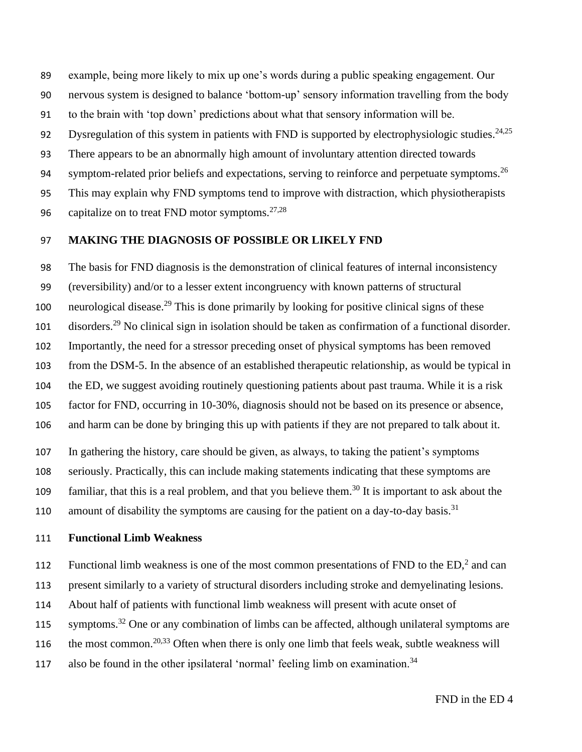example, being more likely to mix up one's words during a public speaking engagement. Our nervous system is designed to balance 'bottom-up' sensory information travelling from the body to the brain with 'top down' predictions about what that sensory information will be. Dysregulation of this system in patients with FND is supported by electrophysiologic studies.[24,25] There appears to be an abnormally high amount of involuntary attention directed towards symptom-related prior beliefs and expectations, serving to reinforce and perpetuate symptoms.[26] This may explain why FND symptoms tend to improve with distraction, which physiotherapists capitalize on to treat FND motor symptoms.[27,28]

## MAKING THE DIAGNOSIS OF POSSIBLE OR LIKELY FND

The basis for FND diagnosis is the demonstration of clinical features of internal inconsistency (reversibility) and/or to a lesser extent incongruency with known patterns of structural neurological disease.[29] This is done primarily by looking for positive clinical signs of these disorders.[29] No clinical sign in isolation should be taken as confirmation of a functional disorder. Importantly, the need for a stressor preceding onset of physical symptoms has been removed from the DSM-5. In the absence of an established therapeutic relationship, as would be typical in the ED, we suggest avoiding routinely questioning patients about past trauma. While it is a risk factor for FND, occurring in 10-30%, diagnosis should not be based on its presence or absence, and harm can be done by bringing this up with patients if they are not prepared to talk about it.

In gathering the history, care should be given, as always, to taking the patient's symptoms seriously. Practically, this can include making statements indicating that these symptoms are familiar, that this is a real problem, and that you believe them.[30] It is important to ask about the amount of disability the symptoms are causing for the patient on a day-to-day basis.[31]

### Functional Limb Weakness

Functional limb weakness is one of the most common presentations of FND to the ED,[2] and can present similarly to a variety of structural disorders including stroke and demyelinating lesions. About half of patients with functional limb weakness will present with acute onset of symptoms.[32] One or any combination of limbs can be affected, although unilateral symptoms are the most common.[20,33] Often when there is only one limb that feels weak, subtle weakness will also be found in the other ipsilateral 'normal' feeling limb on examination.[34]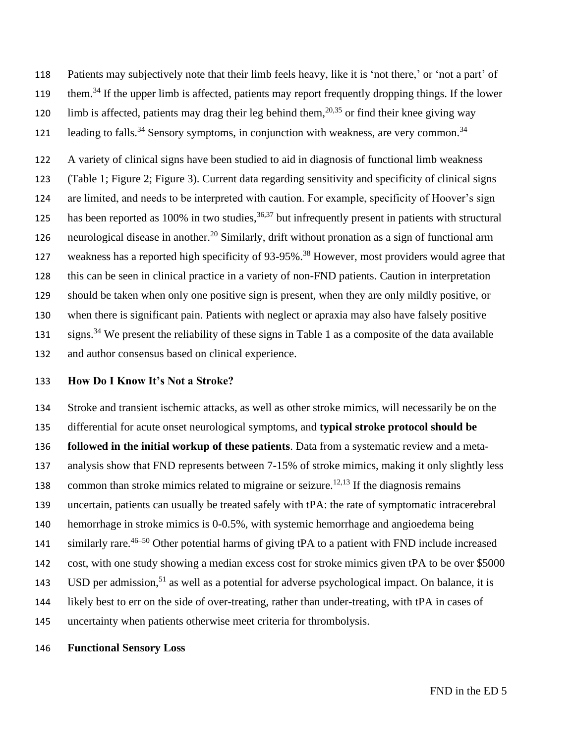Patients may subjectively note that their limb feels heavy, like it is 'not there,' or 'not a part' of them.[34] If the upper limb is affected, patients may report frequently dropping things. If the lower limb is affected, patients may drag their leg behind them,[20,35] or find their knee giving way leading to falls.[34] Sensory symptoms, in conjunction with weakness, are very common.[34]

A variety of clinical signs have been studied to aid in diagnosis of functional limb weakness (Table 1; Figure 2; Figure 3). Current data regarding sensitivity and specificity of clinical signs are limited, and needs to be interpreted with caution. For example, specificity of Hoover's sign has been reported as 100% in two studies,[36,37] but infrequently present in patients with structural neurological disease in another.[20] Similarly, drift without pronation as a sign of functional arm weakness has a reported high specificity of 93-95%.[38] However, most providers would agree that this can be seen in clinical practice in a variety of non-FND patients. Caution in interpretation should be taken when only one positive sign is present, when they are only mildly positive, or when there is significant pain. Patients with neglect or apraxia may also have falsely positive signs.[34] We present the reliability of these signs in Table 1 as a composite of the data available and author consensus based on clinical experience.

## How Do I Know It's Not a Stroke?

Stroke and transient ischemic attacks, as well as other stroke mimics, will necessarily be on the differential for acute onset neurological symptoms, and **typical stroke protocol should be followed in the initial workup of these patients**. Data from a systematic review and a meta-analysis show that FND represents between 7-15% of stroke mimics, making it only slightly less common than stroke mimics related to migraine or seizure.[12,13] If the diagnosis remains uncertain, patients can usually be treated safely with tPA: the rate of symptomatic intracerebral hemorrhage in stroke mimics is 0-0.5%, with systemic hemorrhage and angioedema being similarly rare.[46–50] Other potential harms of giving tPA to a patient with FND include increased cost, with one study showing a median excess cost for stroke mimics given tPA to be over $5000 USD per admission,[51] as well as a potential for adverse psychological impact. On balance, it is likely best to err on the side of over-treating, rather than under-treating, with tPA in cases of uncertainty when patients otherwise meet criteria for thrombolysis.

## Functional Sensory Loss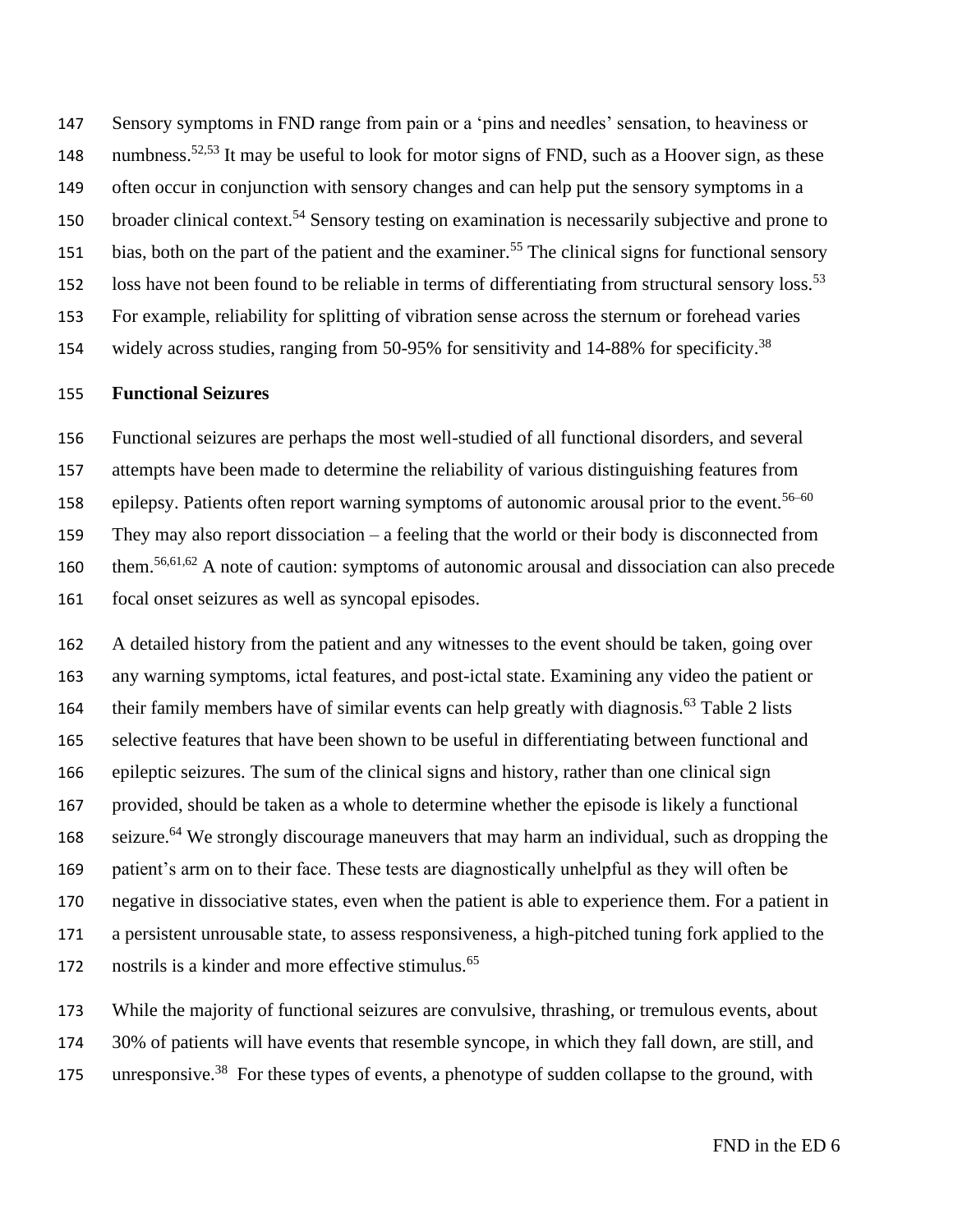Sensory symptoms in FND range from pain or a 'pins and needles' sensation, to heaviness or numbness.[52,53] It may be useful to look for motor signs of FND, such as a Hoover sign, as these often occur in conjunction with sensory changes and can help put the sensory symptoms in a broader clinical context.[54] Sensory testing on examination is necessarily subjective and prone to bias, both on the part of the patient and the examiner.[55] The clinical signs for functional sensory loss have not been found to be reliable in terms of differentiating from structural sensory loss.[53] For example, reliability for splitting of vibration sense across the sternum or forehead varies widely across studies, ranging from 50-95% for sensitivity and 14-88% for specificity.[38]

**Functional Seizures**

Functional seizures are perhaps the most well-studied of all functional disorders, and several attempts have been made to determine the reliability of various distinguishing features from epilepsy. Patients often report warning symptoms of autonomic arousal prior to the event.[56–60] They may also report dissociation – a feeling that the world or their body is disconnected from them.[56,61,62] A note of caution: symptoms of autonomic arousal and dissociation can also precede focal onset seizures as well as syncopal episodes.

A detailed history from the patient and any witnesses to the event should be taken, going over any warning symptoms, ictal features, and post-ictal state. Examining any video the patient or their family members have of similar events can help greatly with diagnosis.[63] Table 2 lists selective features that have been shown to be useful in differentiating between functional and epileptic seizures. The sum of the clinical signs and history, rather than one clinical sign provided, should be taken as a whole to determine whether the episode is likely a functional seizure.[64] We strongly discourage maneuvers that may harm an individual, such as dropping the patient's arm on to their face. These tests are diagnostically unhelpful as they will often be negative in dissociative states, even when the patient is able to experience them. For a patient in a persistent unrousable state, to assess responsiveness, a high-pitched tuning fork applied to the nostrils is a kinder and more effective stimulus.[65]

While the majority of functional seizures are convulsive, thrashing, or tremulous events, about 30% of patients will have events that resemble syncope, in which they fall down, are still, and unresponsive.[38] For these types of events, a phenotype of sudden collapse to the ground, with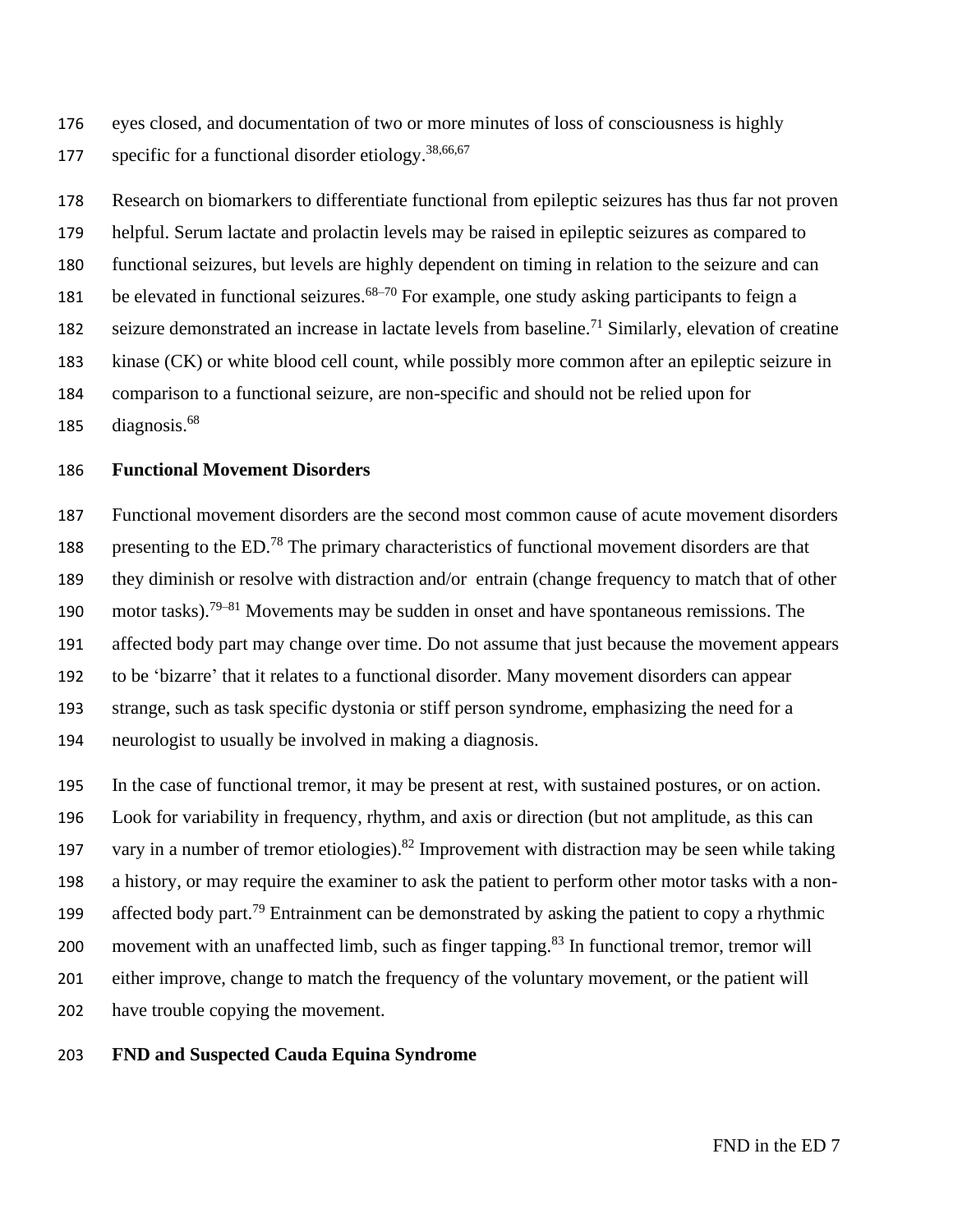eyes closed, and documentation of two or more minutes of loss of consciousness is highly specific for a functional disorder etiology.[38,66,67]

Research on biomarkers to differentiate functional from epileptic seizures has thus far not proven helpful. Serum lactate and prolactin levels may be raised in epileptic seizures as compared to functional seizures, but levels are highly dependent on timing in relation to the seizure and can be elevated in functional seizures.[68–70] For example, one study asking participants to feign a seizure demonstrated an increase in lactate levels from baseline.[71] Similarly, elevation of creatine kinase (CK) or white blood cell count, while possibly more common after an epileptic seizure in comparison to a functional seizure, are non-specific and should not be relied upon for diagnosis.[68]

**Functional Movement Disorders**

Functional movement disorders are the second most common cause of acute movement disorders presenting to the ED.[78] The primary characteristics of functional movement disorders are that they diminish or resolve with distraction and/or entrain (change frequency to match that of other motor tasks).[79–81] Movements may be sudden in onset and have spontaneous remissions. The affected body part may change over time. Do not assume that just because the movement appears to be 'bizarre' that it relates to a functional disorder. Many movement disorders can appear strange, such as task specific dystonia or stiff person syndrome, emphasizing the need for a neurologist to usually be involved in making a diagnosis.

In the case of functional tremor, it may be present at rest, with sustained postures, or on action. Look for variability in frequency, rhythm, and axis or direction (but not amplitude, as this can vary in a number of tremor etiologies).[82] Improvement with distraction may be seen while taking a history, or may require the examiner to ask the patient to perform other motor tasks with a non-affected body part.[79] Entrainment can be demonstrated by asking the patient to copy a rhythmic movement with an unaffected limb, such as finger tapping.[83] In functional tremor, tremor will either improve, change to match the frequency of the voluntary movement, or the patient will have trouble copying the movement.

**FND and Suspected Cauda Equina Syndrome**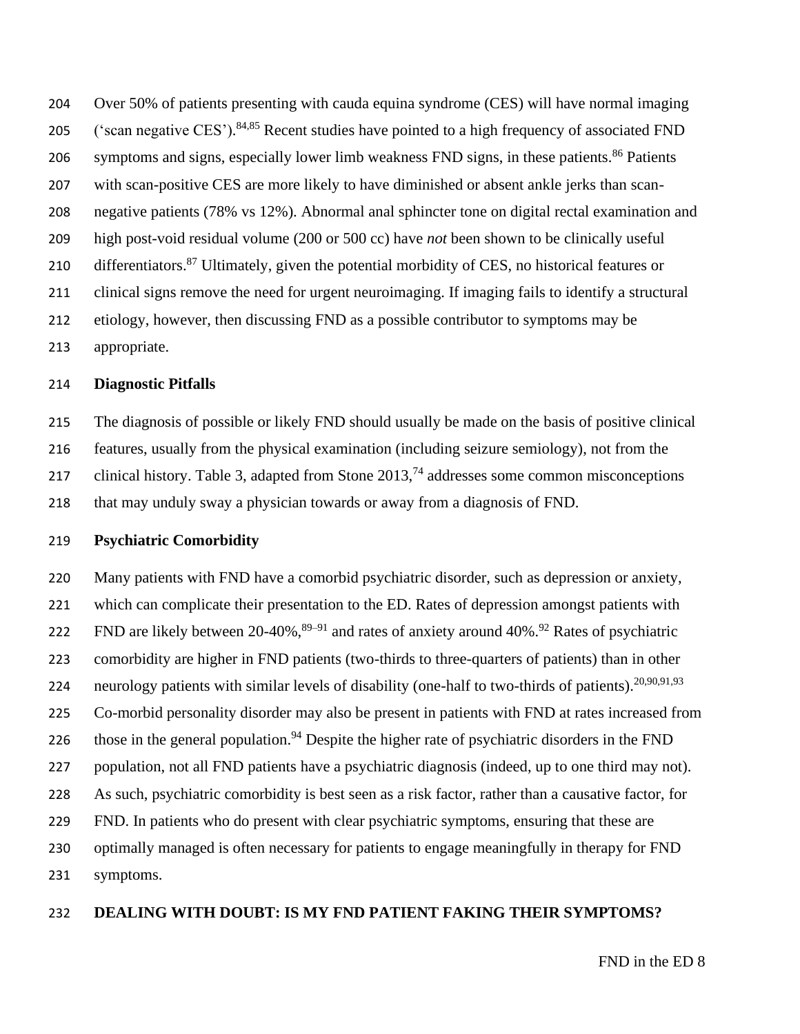Over 50% of patients presenting with cauda equina syndrome (CES) will have normal imaging ('scan negative CES').[84,85] Recent studies have pointed to a high frequency of associated FND symptoms and signs, especially lower limb weakness FND signs, in these patients.[86] Patients with scan-positive CES are more likely to have diminished or absent ankle jerks than scan-negative patients (78% vs 12%). Abnormal anal sphincter tone on digital rectal examination and high post-void residual volume (200 or 500 cc) have *not* been shown to be clinically useful differentiators.[87] Ultimately, given the potential morbidity of CES, no historical features or clinical signs remove the need for urgent neuroimaging. If imaging fails to identify a structural etiology, however, then discussing FND as a possible contributor to symptoms may be appropriate.

**Diagnostic Pitfalls**

The diagnosis of possible or likely FND should usually be made on the basis of positive clinical features, usually from the physical examination (including seizure semiology), not from the clinical history. Table 3, adapted from Stone 2013,[74] addresses some common misconceptions that may unduly sway a physician towards or away from a diagnosis of FND.

**Psychiatric Comorbidity**

Many patients with FND have a comorbid psychiatric disorder, such as depression or anxiety, which can complicate their presentation to the ED. Rates of depression amongst patients with FND are likely between 20-40%,[89–91] and rates of anxiety around 40%.[92] Rates of psychiatric comorbidity are higher in FND patients (two-thirds to three-quarters of patients) than in other neurology patients with similar levels of disability (one-half to two-thirds of patients).[20,90,91,93] Co-morbid personality disorder may also be present in patients with FND at rates increased from those in the general population.[94] Despite the higher rate of psychiatric disorders in the FND population, not all FND patients have a psychiatric diagnosis (indeed, up to one third may not). As such, psychiatric comorbidity is best seen as a risk factor, rather than a causative factor, for FND. In patients who do present with clear psychiatric symptoms, ensuring that these are optimally managed is often necessary for patients to engage meaningfully in therapy for FND symptoms.

**DEALING WITH DOUBT: IS MY FND PATIENT FAKING THEIR SYMPTOMS?**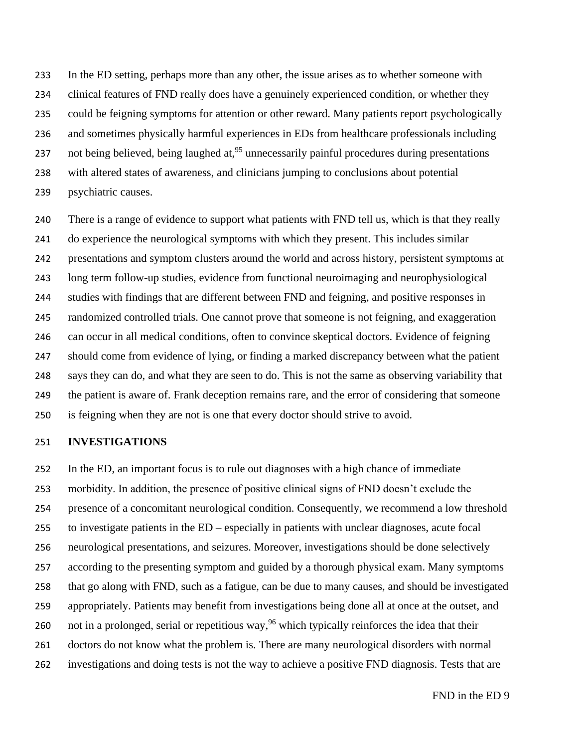In the ED setting, perhaps more than any other, the issue arises as to whether someone with clinical features of FND really does have a genuinely experienced condition, or whether they could be feigning symptoms for attention or other reward. Many patients report psychologically and sometimes physically harmful experiences in EDs from healthcare professionals including not being believed, being laughed at,[95] unnecessarily painful procedures during presentations with altered states of awareness, and clinicians jumping to conclusions about potential psychiatric causes.

There is a range of evidence to support what patients with FND tell us, which is that they really do experience the neurological symptoms with which they present. This includes similar presentations and symptom clusters around the world and across history, persistent symptoms at long term follow-up studies, evidence from functional neuroimaging and neurophysiological studies with findings that are different between FND and feigning, and positive responses in randomized controlled trials. One cannot prove that someone is not feigning, and exaggeration can occur in all medical conditions, often to convince skeptical doctors. Evidence of feigning should come from evidence of lying, or finding a marked discrepancy between what the patient says they can do, and what they are seen to do. This is not the same as observing variability that the patient is aware of. Frank deception remains rare, and the error of considering that someone is feigning when they are not is one that every doctor should strive to avoid.

## INVESTIGATIONS

In the ED, an important focus is to rule out diagnoses with a high chance of immediate morbidity. In addition, the presence of positive clinical signs of FND doesn't exclude the presence of a concomitant neurological condition. Consequently, we recommend a low threshold to investigate patients in the ED – especially in patients with unclear diagnoses, acute focal neurological presentations, and seizures. Moreover, investigations should be done selectively according to the presenting symptom and guided by a thorough physical exam. Many symptoms that go along with FND, such as a fatigue, can be due to many causes, and should be investigated appropriately. Patients may benefit from investigations being done all at once at the outset, and not in a prolonged, serial or repetitious way,[96] which typically reinforces the idea that their doctors do not know what the problem is. There are many neurological disorders with normal investigations and doing tests is not the way to achieve a positive FND diagnosis. Tests that are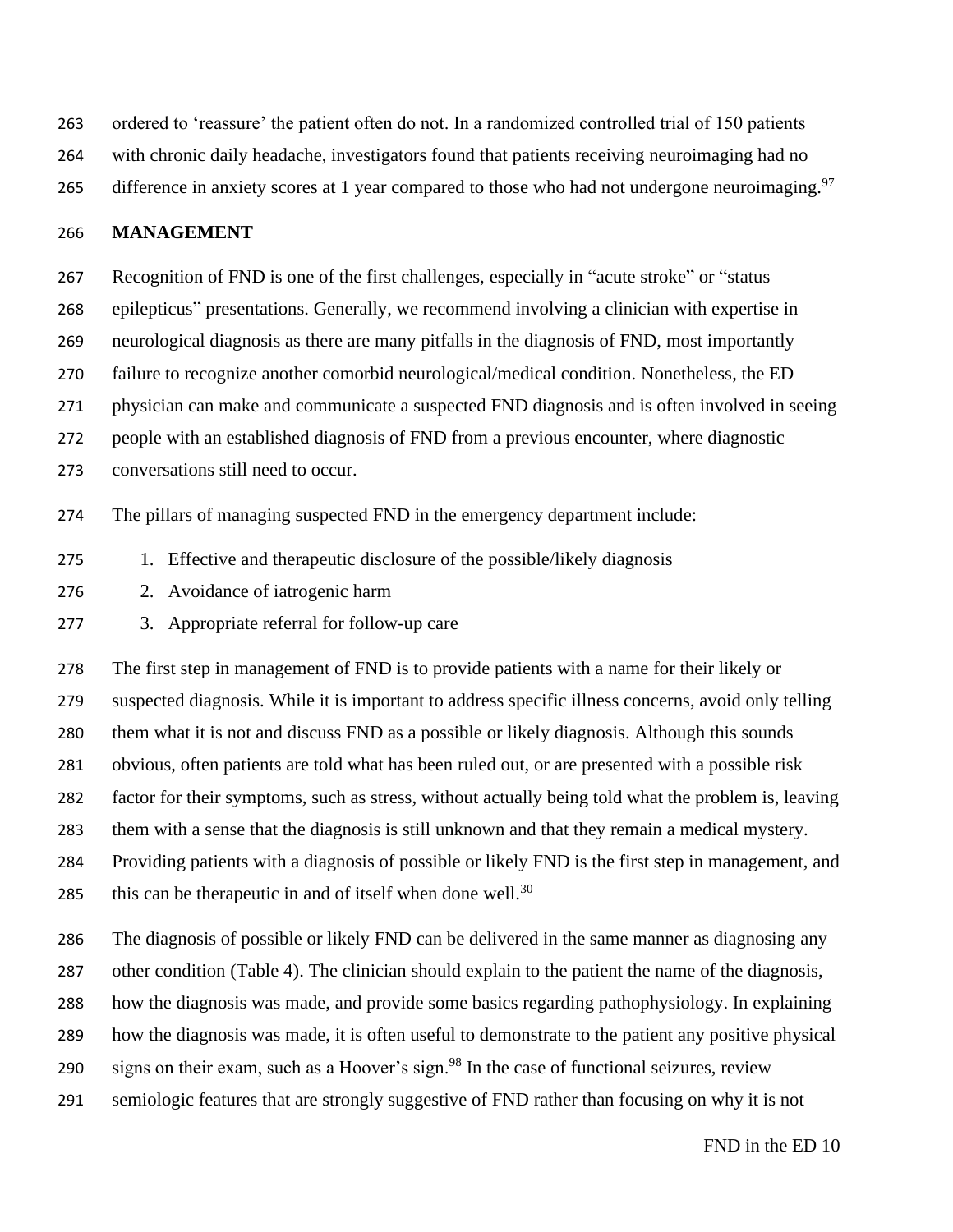ordered to 'reassure' the patient often do not. In a randomized controlled trial of 150 patients with chronic daily headache, investigators found that patients receiving neuroimaging had no difference in anxiety scores at 1 year compared to those who had not undergone neuroimaging.[97]

## MANAGEMENT

Recognition of FND is one of the first challenges, especially in "acute stroke" or "status epilepticus" presentations. Generally, we recommend involving a clinician with expertise in neurological diagnosis as there are many pitfalls in the diagnosis of FND, most importantly failure to recognize another comorbid neurological/medical condition. Nonetheless, the ED physician can make and communicate a suspected FND diagnosis and is often involved in seeing people with an established diagnosis of FND from a previous encounter, where diagnostic conversations still need to occur.

The pillars of managing suspected FND in the emergency department include:

1. Effective and therapeutic disclosure of the possible/likely diagnosis
2. Avoidance of iatrogenic harm
3. Appropriate referral for follow-up care

The first step in management of FND is to provide patients with a name for their likely or suspected diagnosis. While it is important to address specific illness concerns, avoid only telling them what it is not and discuss FND as a possible or likely diagnosis. Although this sounds obvious, often patients are told what has been ruled out, or are presented with a possible risk factor for their symptoms, such as stress, without actually being told what the problem is, leaving them with a sense that the diagnosis is still unknown and that they remain a medical mystery. Providing patients with a diagnosis of possible or likely FND is the first step in management, and this can be therapeutic in and of itself when done well.[30]

The diagnosis of possible or likely FND can be delivered in the same manner as diagnosing any other condition (Table 4). The clinician should explain to the patient the name of the diagnosis, how the diagnosis was made, and provide some basics regarding pathophysiology. In explaining how the diagnosis was made, it is often useful to demonstrate to the patient any positive physical signs on their exam, such as a Hoover's sign.[98] In the case of functional seizures, review semiologic features that are strongly suggestive of FND rather than focusing on why it is not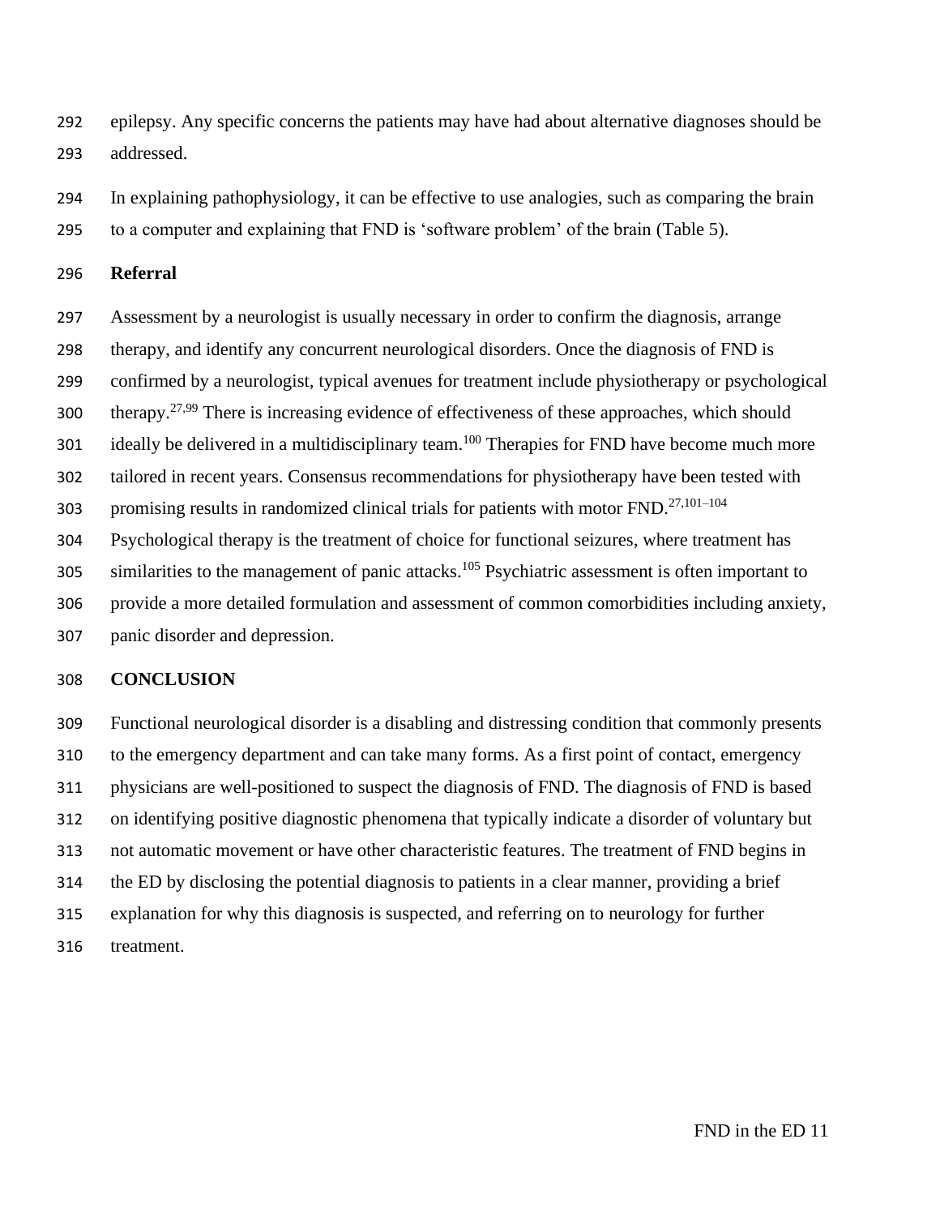epilepsy. Any specific concerns the patients may have had about alternative diagnoses should be addressed.

In explaining pathophysiology, it can be effective to use analogies, such as comparing the brain to a computer and explaining that FND is 'software problem' of the brain (Table 5).

## Referral

Assessment by a neurologist is usually necessary in order to confirm the diagnosis, arrange therapy, and identify any concurrent neurological disorders. Once the diagnosis of FND is confirmed by a neurologist, typical avenues for treatment include physiotherapy or psychological therapy.[27,99] There is increasing evidence of effectiveness of these approaches, which should ideally be delivered in a multidisciplinary team.[100] Therapies for FND have become much more tailored in recent years. Consensus recommendations for physiotherapy have been tested with promising results in randomized clinical trials for patients with motor FND.[27,101–104] Psychological therapy is the treatment of choice for functional seizures, where treatment has similarities to the management of panic attacks.[105] Psychiatric assessment is often important to provide a more detailed formulation and assessment of common comorbidities including anxiety, panic disorder and depression.

## CONCLUSION

Functional neurological disorder is a disabling and distressing condition that commonly presents to the emergency department and can take many forms. As a first point of contact, emergency physicians are well-positioned to suspect the diagnosis of FND. The diagnosis of FND is based on identifying positive diagnostic phenomena that typically indicate a disorder of voluntary but not automatic movement or have other characteristic features. The treatment of FND begins in the ED by disclosing the potential diagnosis to patients in a clear manner, providing a brief explanation for why this diagnosis is suspected, and referring on to neurology for further treatment.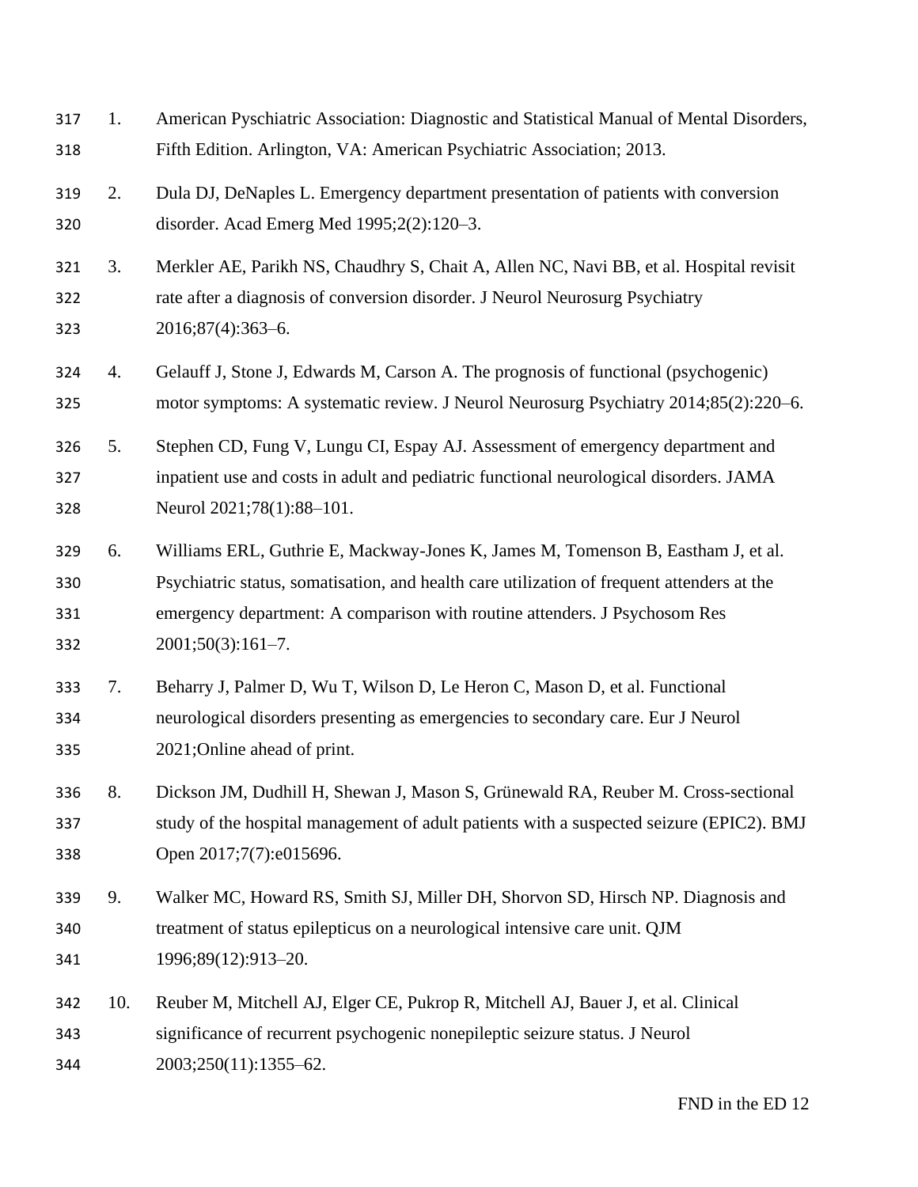1. American Pyschiatric Association: Diagnostic and Statistical Manual of Mental Disorders, Fifth Edition. Arlington, VA: American Psychiatric Association; 2013.
2. Dula DJ, DeNaples L. Emergency department presentation of patients with conversion disorder. Acad Emerg Med 1995;2(2):120–3.
3. Merkler AE, Parikh NS, Chaudhry S, Chait A, Allen NC, Navi BB, et al. Hospital revisit rate after a diagnosis of conversion disorder. J Neurol Neurosurg Psychiatry 2016;87(4):363–6.
4. Gelauff J, Stone J, Edwards M, Carson A. The prognosis of functional (psychogenic) motor symptoms: A systematic review. J Neurol Neurosurg Psychiatry 2014;85(2):220–6.
5. Stephen CD, Fung V, Lungu CI, Espay AJ. Assessment of emergency department and inpatient use and costs in adult and pediatric functional neurological disorders. JAMA Neurol 2021;78(1):88–101.
6. Williams ERL, Guthrie E, Mackway-Jones K, James M, Tomenson B, Eastham J, et al. Psychiatric status, somatisation, and health care utilization of frequent attenders at the emergency department: A comparison with routine attenders. J Psychosom Res 2001;50(3):161–7.
7. Beharry J, Palmer D, Wu T, Wilson D, Le Heron C, Mason D, et al. Functional neurological disorders presenting as emergencies to secondary care. Eur J Neurol 2021;Online ahead of print.
8. Dickson JM, Dudhill H, Shewan J, Mason S, Grünewald RA, Reuber M. Cross-sectional study of the hospital management of adult patients with a suspected seizure (EPIC2). BMJ Open 2017;7(7):e015696.
9. Walker MC, Howard RS, Smith SJ, Miller DH, Shorvon SD, Hirsch NP. Diagnosis and treatment of status epilepticus on a neurological intensive care unit. QJM 1996;89(12):913–20.
10. Reuber M, Mitchell AJ, Elger CE, Pukrop R, Mitchell AJ, Bauer J, et al. Clinical significance of recurrent psychogenic nonepileptic seizure status. J Neurol 2003;250(11):1355–62.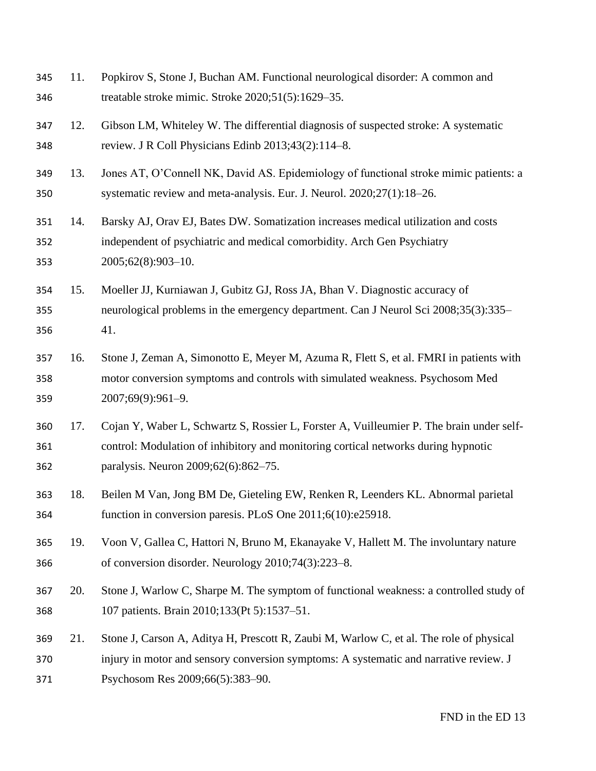11. Popkirov S, Stone J, Buchan AM. Functional neurological disorder: A common and treatable stroke mimic. Stroke 2020;51(5):1629–35.
12. Gibson LM, Whiteley W. The differential diagnosis of suspected stroke: A systematic review. J R Coll Physicians Edinb 2013;43(2):114–8.
13. Jones AT, O'Connell NK, David AS. Epidemiology of functional stroke mimic patients: a systematic review and meta-analysis. Eur. J. Neurol. 2020;27(1):18–26.
14. Barsky AJ, Orav EJ, Bates DW. Somatization increases medical utilization and costs independent of psychiatric and medical comorbidity. Arch Gen Psychiatry 2005;62(8):903–10.
15. Moeller JJ, Kurniawan J, Gubitz GJ, Ross JA, Bhan V. Diagnostic accuracy of neurological problems in the emergency department. Can J Neurol Sci 2008;35(3):335–41.
16. Stone J, Zeman A, Simonotto E, Meyer M, Azuma R, Flett S, et al. FMRI in patients with motor conversion symptoms and controls with simulated weakness. Psychosom Med 2007;69(9):961–9.
17. Cojan Y, Waber L, Schwartz S, Rossier L, Forster A, Vuilleumier P. The brain under self-control: Modulation of inhibitory and monitoring cortical networks during hypnotic paralysis. Neuron 2009;62(6):862–75.
18. Beilen M Van, Jong BM De, Gieteling EW, Renken R, Leenders KL. Abnormal parietal function in conversion paresis. PLoS One 2011;6(10):e25918.
19. Voon V, Gallea C, Hattori N, Bruno M, Ekanayake V, Hallett M. The involuntary nature of conversion disorder. Neurology 2010;74(3):223–8.
20. Stone J, Warlow C, Sharpe M. The symptom of functional weakness: a controlled study of 107 patients. Brain 2010;133(Pt 5):1537–51.
21. Stone J, Carson A, Aditya H, Prescott R, Zaubi M, Warlow C, et al. The role of physical injury in motor and sensory conversion symptoms: A systematic and narrative review. J Psychosom Res 2009;66(5):383–90.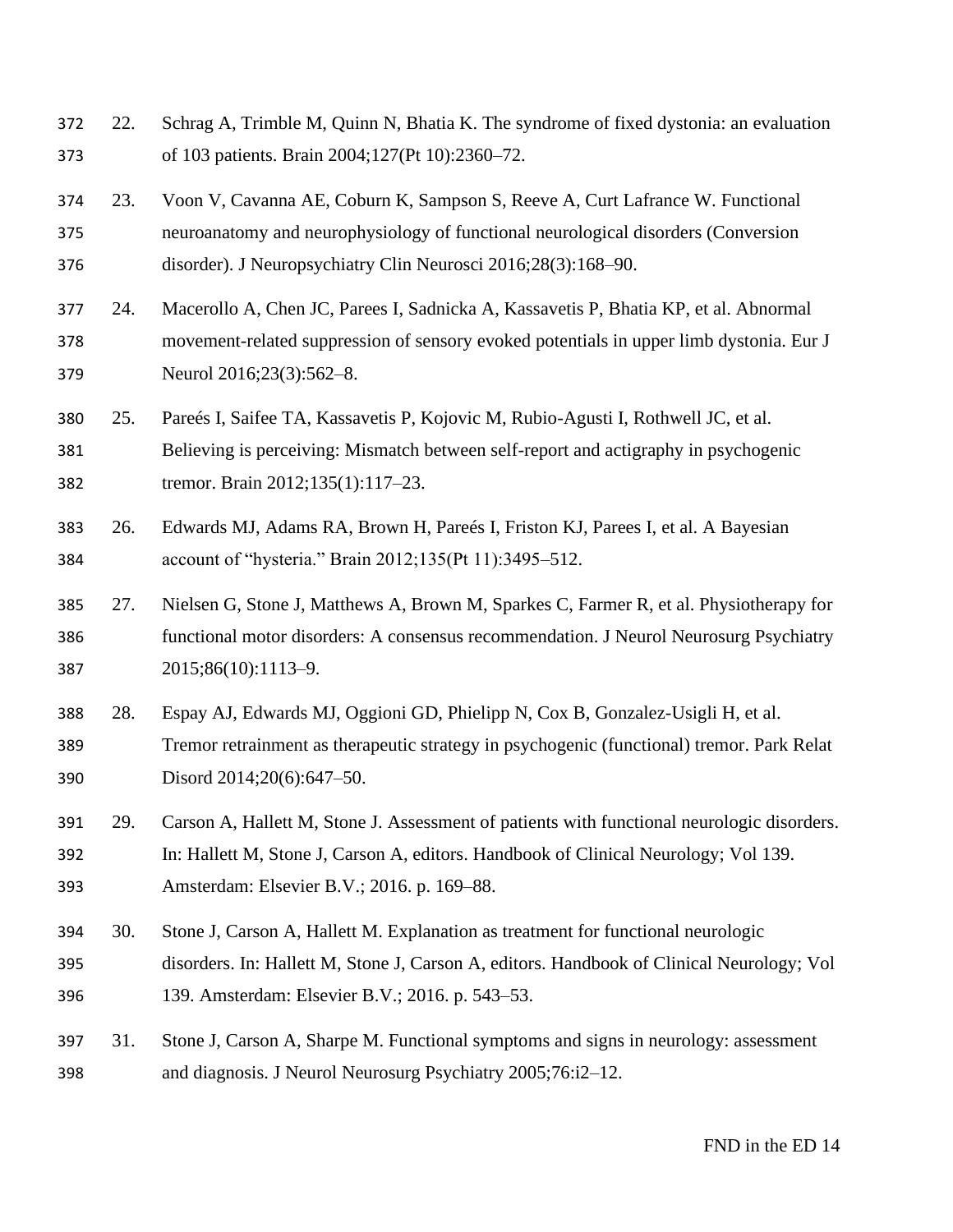22. Schrag A, Trimble M, Quinn N, Bhatia K. The syndrome of fixed dystonia: an evaluation of 103 patients. Brain 2004;127(Pt 10):2360–72.

23. Voon V, Cavanna AE, Coburn K, Sampson S, Reeve A, Curt Lafrance W. Functional neuroanatomy and neurophysiology of functional neurological disorders (Conversion disorder). J Neuropsychiatry Clin Neurosci 2016;28(3):168–90.

24. Macerollo A, Chen JC, Parees I, Sadnicka A, Kassavetis P, Bhatia KP, et al. Abnormal movement-related suppression of sensory evoked potentials in upper limb dystonia. Eur J Neurol 2016;23(3):562–8.

25. Pareés I, Saifee TA, Kassavetis P, Kojovic M, Rubio-Agusti I, Rothwell JC, et al. Believing is perceiving: Mismatch between self-report and actigraphy in psychogenic tremor. Brain 2012;135(1):117–23.

26. Edwards MJ, Adams RA, Brown H, Pareés I, Friston KJ, Parees I, et al. A Bayesian account of "hysteria." Brain 2012;135(Pt 11):3495–512.

27. Nielsen G, Stone J, Matthews A, Brown M, Sparkes C, Farmer R, et al. Physiotherapy for functional motor disorders: A consensus recommendation. J Neurol Neurosurg Psychiatry 2015;86(10):1113–9.

28. Espay AJ, Edwards MJ, Oggioni GD, Phielipp N, Cox B, Gonzalez-Usigli H, et al. Tremor retrainment as therapeutic strategy in psychogenic (functional) tremor. Park Relat Disord 2014;20(6):647–50.

29. Carson A, Hallett M, Stone J. Assessment of patients with functional neurologic disorders. In: Hallett M, Stone J, Carson A, editors. Handbook of Clinical Neurology; Vol 139. Amsterdam: Elsevier B.V.; 2016. p. 169–88.

30. Stone J, Carson A, Hallett M. Explanation as treatment for functional neurologic disorders. In: Hallett M, Stone J, Carson A, editors. Handbook of Clinical Neurology; Vol 139. Amsterdam: Elsevier B.V.; 2016. p. 543–53.

31. Stone J, Carson A, Sharpe M. Functional symptoms and signs in neurology: assessment and diagnosis. J Neurol Neurosurg Psychiatry 2005;76:i2–12.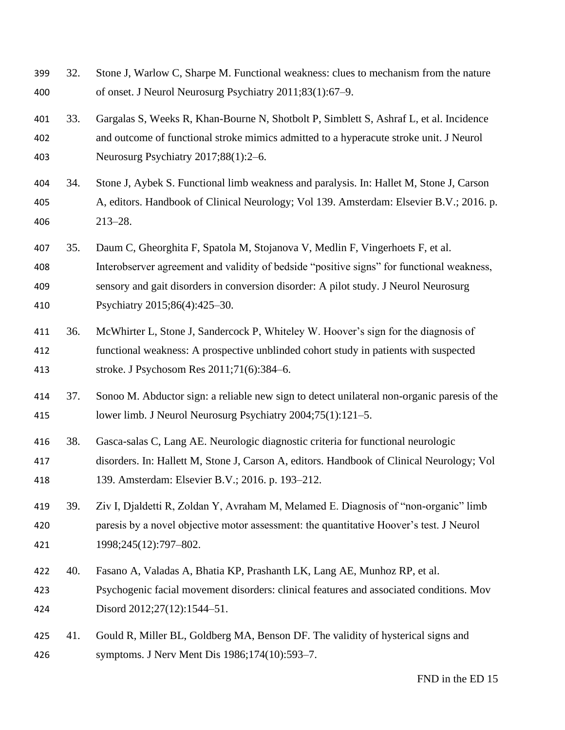32. Stone J, Warlow C, Sharpe M. Functional weakness: clues to mechanism from the nature of onset. J Neurol Neurosurg Psychiatry 2011;83(1):67–9.

33. Gargalas S, Weeks R, Khan-Bourne N, Shotbolt P, Simblett S, Ashraf L, et al. Incidence and outcome of functional stroke mimics admitted to a hyperacute stroke unit. J Neurol Neurosurg Psychiatry 2017;88(1):2–6.

34. Stone J, Aybek S. Functional limb weakness and paralysis. In: Hallet M, Stone J, Carson A, editors. Handbook of Clinical Neurology; Vol 139. Amsterdam: Elsevier B.V.; 2016. p. 213–28.

35. Daum C, Gheorghita F, Spatola M, Stojanova V, Medlin F, Vingerhoets F, et al. Interobserver agreement and validity of bedside "positive signs" for functional weakness, sensory and gait disorders in conversion disorder: A pilot study. J Neurol Neurosurg Psychiatry 2015;86(4):425–30.

36. McWhirter L, Stone J, Sandercock P, Whiteley W. Hoover's sign for the diagnosis of functional weakness: A prospective unblinded cohort study in patients with suspected stroke. J Psychosom Res 2011;71(6):384–6.

37. Sonoo M. Abductor sign: a reliable new sign to detect unilateral non-organic paresis of the lower limb. J Neurol Neurosurg Psychiatry 2004;75(1):121–5.

38. Gasca-salas C, Lang AE. Neurologic diagnostic criteria for functional neurologic disorders. In: Hallett M, Stone J, Carson A, editors. Handbook of Clinical Neurology; Vol 139. Amsterdam: Elsevier B.V.; 2016. p. 193–212.

39. Ziv I, Djaldetti R, Zoldan Y, Avraham M, Melamed E. Diagnosis of "non-organic" limb paresis by a novel objective motor assessment: the quantitative Hoover's test. J Neurol 1998;245(12):797–802.

40. Fasano A, Valadas A, Bhatia KP, Prashanth LK, Lang AE, Munhoz RP, et al. Psychogenic facial movement disorders: clinical features and associated conditions. Mov Disord 2012;27(12):1544–51.

41. Gould R, Miller BL, Goldberg MA, Benson DF. The validity of hysterical signs and symptoms. J Nerv Ment Dis 1986;174(10):593–7.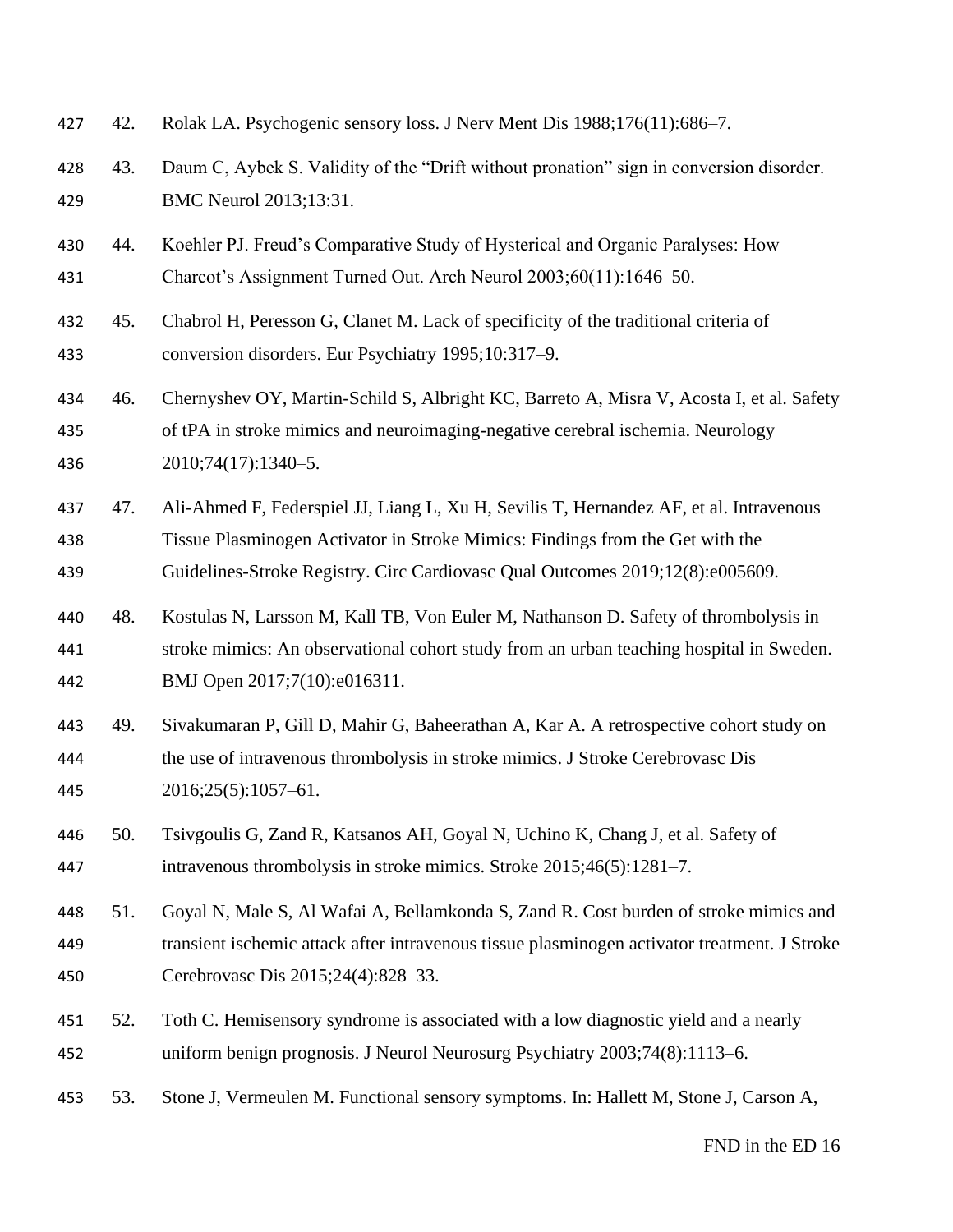42. Rolak LA. Psychogenic sensory loss. J Nerv Ment Dis 1988;176(11):686–7.

43. Daum C, Aybek S. Validity of the “Drift without pronation” sign in conversion disorder. BMC Neurol 2013;13:31.

44. Koehler PJ. Freud’s Comparative Study of Hysterical and Organic Paralyses: How Charcot’s Assignment Turned Out. Arch Neurol 2003;60(11):1646–50.

45. Chabrol H, Peresson G, Clanet M. Lack of specificity of the traditional criteria of conversion disorders. Eur Psychiatry 1995;10:317–9.

46. Chernyshev OY, Martin-Schild S, Albright KC, Barreto A, Misra V, Acosta I, et al. Safety of tPA in stroke mimics and neuroimaging-negative cerebral ischemia. Neurology 2010;74(17):1340–5.

47. Ali-Ahmed F, Federspiel JJ, Liang L, Xu H, Sevilis T, Hernandez AF, et al. Intravenous Tissue Plasminogen Activator in Stroke Mimics: Findings from the Get with the Guidelines-Stroke Registry. Circ Cardiovasc Qual Outcomes 2019;12(8):e005609.

48. Kostulas N, Larsson M, Kall TB, Von Euler M, Nathanson D. Safety of thrombolysis in stroke mimics: An observational cohort study from an urban teaching hospital in Sweden. BMJ Open 2017;7(10):e016311.

49. Sivakumaran P, Gill D, Mahir G, Baheerathan A, Kar A. A retrospective cohort study on the use of intravenous thrombolysis in stroke mimics. J Stroke Cerebrovasc Dis 2016;25(5):1057–61.

50. Tsivgoulis G, Zand R, Katsanos AH, Goyal N, Uchino K, Chang J, et al. Safety of intravenous thrombolysis in stroke mimics. Stroke 2015;46(5):1281–7.

51. Goyal N, Male S, Al Wafai A, Bellamkonda S, Zand R. Cost burden of stroke mimics and transient ischemic attack after intravenous tissue plasminogen activator treatment. J Stroke Cerebrovasc Dis 2015;24(4):828–33.

52. Toth C. Hemisensory syndrome is associated with a low diagnostic yield and a nearly uniform benign prognosis. J Neurol Neurosurg Psychiatry 2003;74(8):1113–6.

53. Stone J, Vermeulen M. Functional sensory symptoms. In: Hallett M, Stone J, Carson A,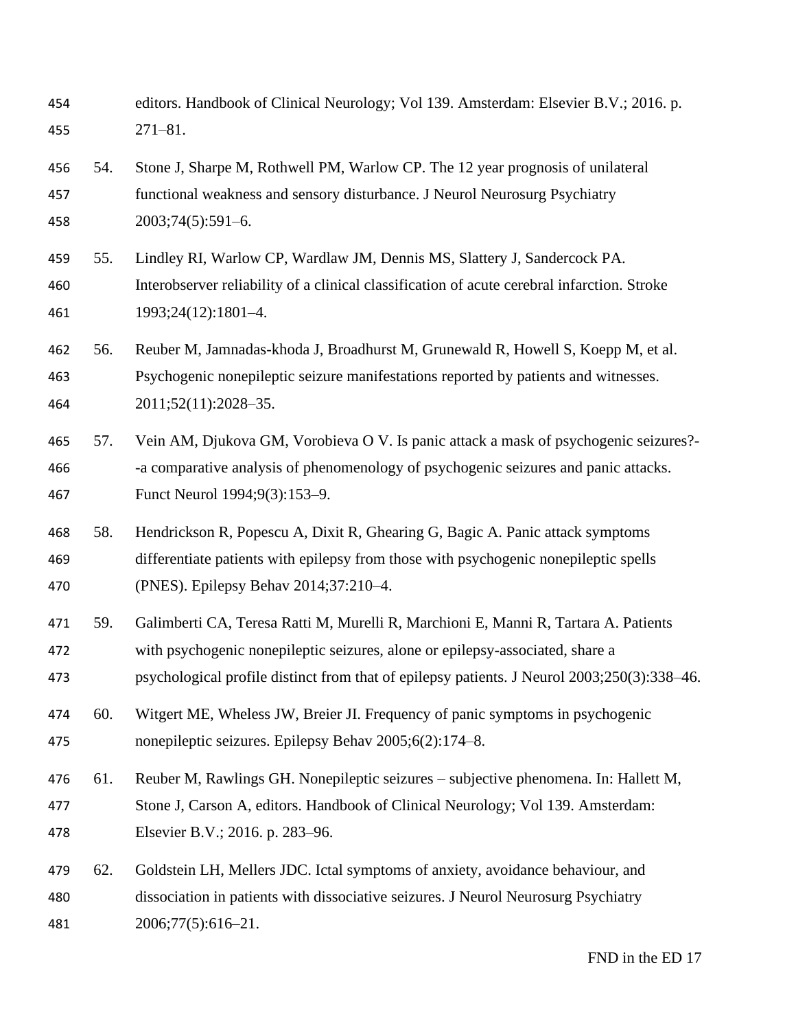editors. Handbook of Clinical Neurology; Vol 139. Amsterdam: Elsevier B.V.; 2016. p. 271–81.

54. Stone J, Sharpe M, Rothwell PM, Warlow CP. The 12 year prognosis of unilateral functional weakness and sensory disturbance. J Neurol Neurosurg Psychiatry 2003;74(5):591–6.

55. Lindley RI, Warlow CP, Wardlaw JM, Dennis MS, Slattery J, Sandercock PA. Interobserver reliability of a clinical classification of acute cerebral infarction. Stroke 1993;24(12):1801–4.

56. Reuber M, Jamnadas-khoda J, Broadhurst M, Grunewald R, Howell S, Koepp M, et al. Psychogenic nonepileptic seizure manifestations reported by patients and witnesses. 2011;52(11):2028–35.

57. Vein AM, Djukova GM, Vorobieva O V. Is panic attack a mask of psychogenic seizures?--a comparative analysis of phenomenology of psychogenic seizures and panic attacks. Funct Neurol 1994;9(3):153–9.

58. Hendrickson R, Popescu A, Dixit R, Ghearing G, Bagic A. Panic attack symptoms differentiate patients with epilepsy from those with psychogenic nonepileptic spells (PNES). Epilepsy Behav 2014;37:210–4.

59. Galimberti CA, Teresa Ratti M, Murelli R, Marchioni E, Manni R, Tartara A. Patients with psychogenic nonepileptic seizures, alone or epilepsy-associated, share a psychological profile distinct from that of epilepsy patients. J Neurol 2003;250(3):338–46.

60. Witgert ME, Wheless JW, Breier JI. Frequency of panic symptoms in psychogenic nonepileptic seizures. Epilepsy Behav 2005;6(2):174–8.

61. Reuber M, Rawlings GH. Nonepileptic seizures – subjective phenomena. In: Hallett M, Stone J, Carson A, editors. Handbook of Clinical Neurology; Vol 139. Amsterdam: Elsevier B.V.; 2016. p. 283–96.

62. Goldstein LH, Mellers JDC. Ictal symptoms of anxiety, avoidance behaviour, and dissociation in patients with dissociative seizures. J Neurol Neurosurg Psychiatry 2006;77(5):616–21.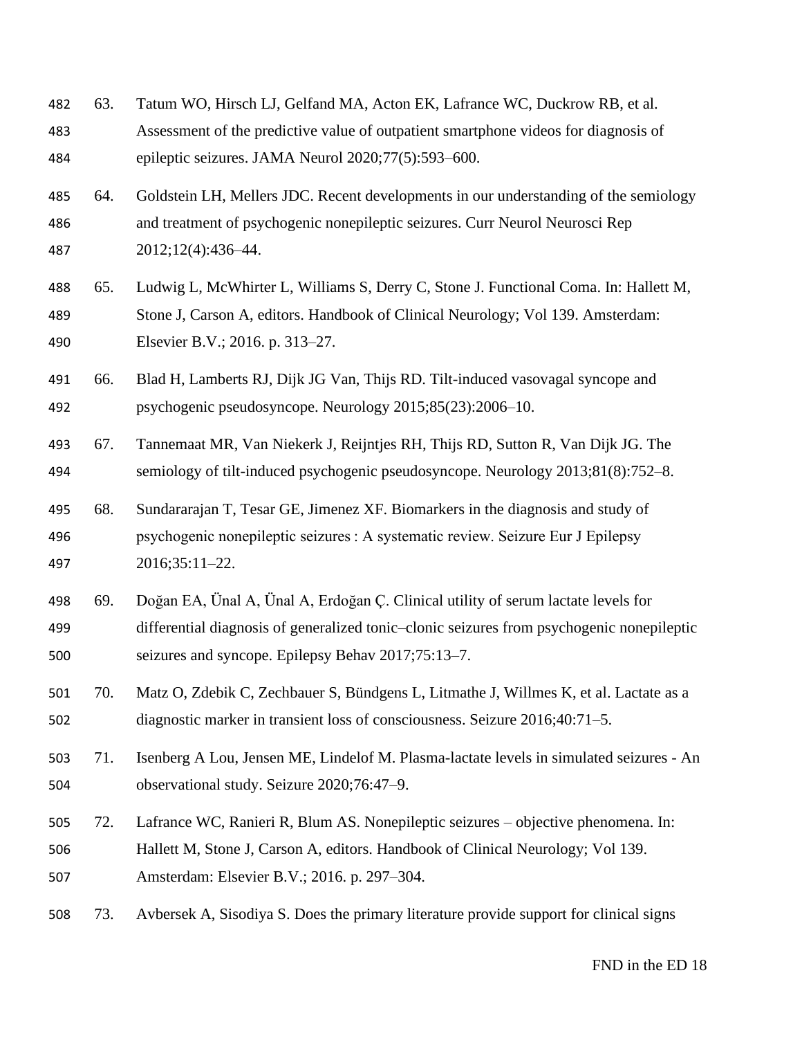63. Tatum WO, Hirsch LJ, Gelfand MA, Acton EK, Lafrance WC, Duckrow RB, et al. Assessment of the predictive value of outpatient smartphone videos for diagnosis of epileptic seizures. JAMA Neurol 2020;77(5):593–600.

64. Goldstein LH, Mellers JDC. Recent developments in our understanding of the semiology and treatment of psychogenic nonepileptic seizures. Curr Neurol Neurosci Rep 2012;12(4):436–44.

65. Ludwig L, McWhirter L, Williams S, Derry C, Stone J. Functional Coma. In: Hallett M, Stone J, Carson A, editors. Handbook of Clinical Neurology; Vol 139. Amsterdam: Elsevier B.V.; 2016. p. 313–27.

66. Blad H, Lamberts RJ, Dijk JG Van, Thijs RD. Tilt-induced vasovagal syncope and psychogenic pseudosyncope. Neurology 2015;85(23):2006–10.

67. Tannemaat MR, Van Niekerk J, Reijntjes RH, Thijs RD, Sutton R, Van Dijk JG. The semiology of tilt-induced psychogenic pseudosyncope. Neurology 2013;81(8):752–8.

68. Sundararajan T, Tesar GE, Jimenez XF. Biomarkers in the diagnosis and study of psychogenic nonepileptic seizures : A systematic review. Seizure Eur J Epilepsy 2016;35:11–22.

69. Doğan EA, Ünal A, Ünal A, Erdoğan Ç. Clinical utility of serum lactate levels for differential diagnosis of generalized tonic–clonic seizures from psychogenic nonepileptic seizures and syncope. Epilepsy Behav 2017;75:13–7.

70. Matz O, Zdebik C, Zechbauer S, Bündgens L, Litmathe J, Willmes K, et al. Lactate as a diagnostic marker in transient loss of consciousness. Seizure 2016;40:71–5.

71. Isenberg A Lou, Jensen ME, Lindelof M. Plasma-lactate levels in simulated seizures - An observational study. Seizure 2020;76:47–9.

72. Lafrance WC, Ranieri R, Blum AS. Nonepileptic seizures – objective phenomena. In: Hallett M, Stone J, Carson A, editors. Handbook of Clinical Neurology; Vol 139. Amsterdam: Elsevier B.V.; 2016. p. 297–304.

73. Avbersek A, Sisodiya S. Does the primary literature provide support for clinical signs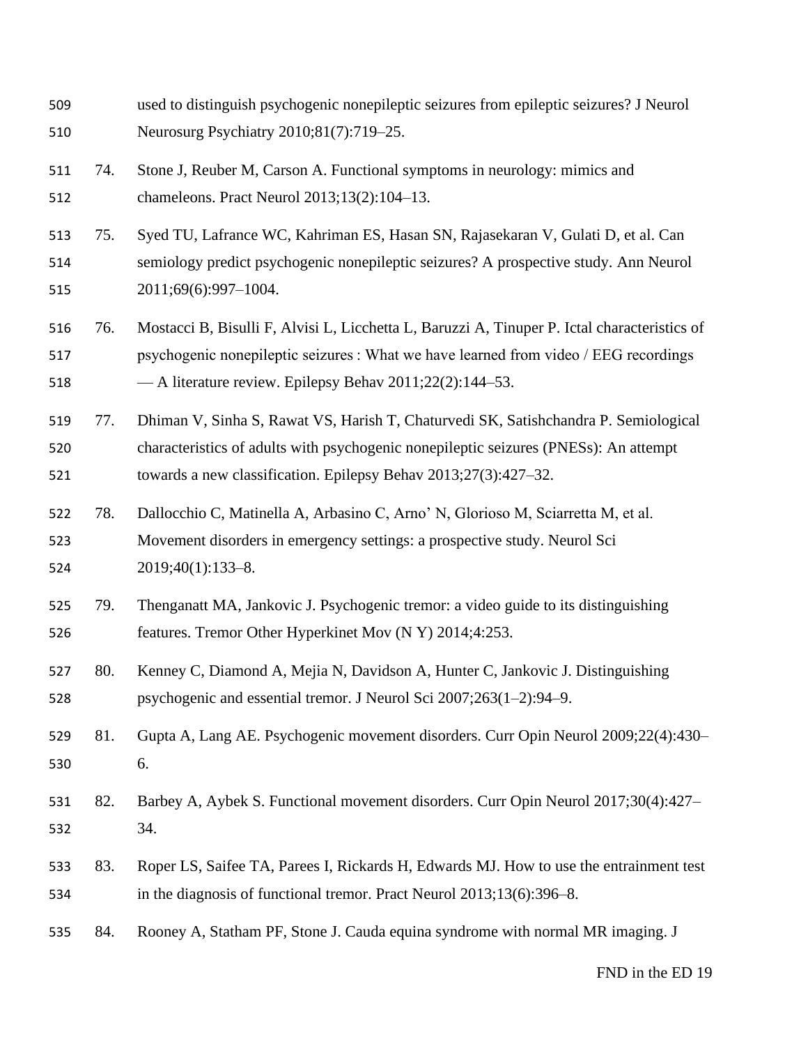used to distinguish psychogenic nonepileptic seizures from epileptic seizures? J Neurol Neurosurg Psychiatry 2010;81(7):719–25.

74. Stone J, Reuber M, Carson A. Functional symptoms in neurology: mimics and chameleons. Pract Neurol 2013;13(2):104–13.

75. Syed TU, Lafrance WC, Kahriman ES, Hasan SN, Rajasekaran V, Gulati D, et al. Can semiology predict psychogenic nonepileptic seizures? A prospective study. Ann Neurol 2011;69(6):997–1004.

76. Mostacci B, Bisulli F, Alvisi L, Licchetta L, Baruzzi A, Tinuper P. Ictal characteristics of psychogenic nonepileptic seizures : What we have learned from video / EEG recordings — A literature review. Epilepsy Behav 2011;22(2):144–53.

77. Dhiman V, Sinha S, Rawat VS, Harish T, Chaturvedi SK, Satishchandra P. Semiological characteristics of adults with psychogenic nonepileptic seizures (PNESs): An attempt towards a new classification. Epilepsy Behav 2013;27(3):427–32.

78. Dallocchio C, Matinella A, Arbasino C, Arno' N, Glorioso M, Sciarretta M, et al. Movement disorders in emergency settings: a prospective study. Neurol Sci 2019;40(1):133–8.

79. Thenganatt MA, Jankovic J. Psychogenic tremor: a video guide to its distinguishing features. Tremor Other Hyperkinet Mov (N Y) 2014;4:253.

80. Kenney C, Diamond A, Mejia N, Davidson A, Hunter C, Jankovic J. Distinguishing psychogenic and essential tremor. J Neurol Sci 2007;263(1–2):94–9.

81. Gupta A, Lang AE. Psychogenic movement disorders. Curr Opin Neurol 2009;22(4):430–6.

82. Barbey A, Aybek S. Functional movement disorders. Curr Opin Neurol 2017;30(4):427–34.

83. Roper LS, Saifee TA, Parees I, Rickards H, Edwards MJ. How to use the entrainment test in the diagnosis of functional tremor. Pract Neurol 2013;13(6):396–8.

84. Rooney A, Statham PF, Stone J. Cauda equina syndrome with normal MR imaging. J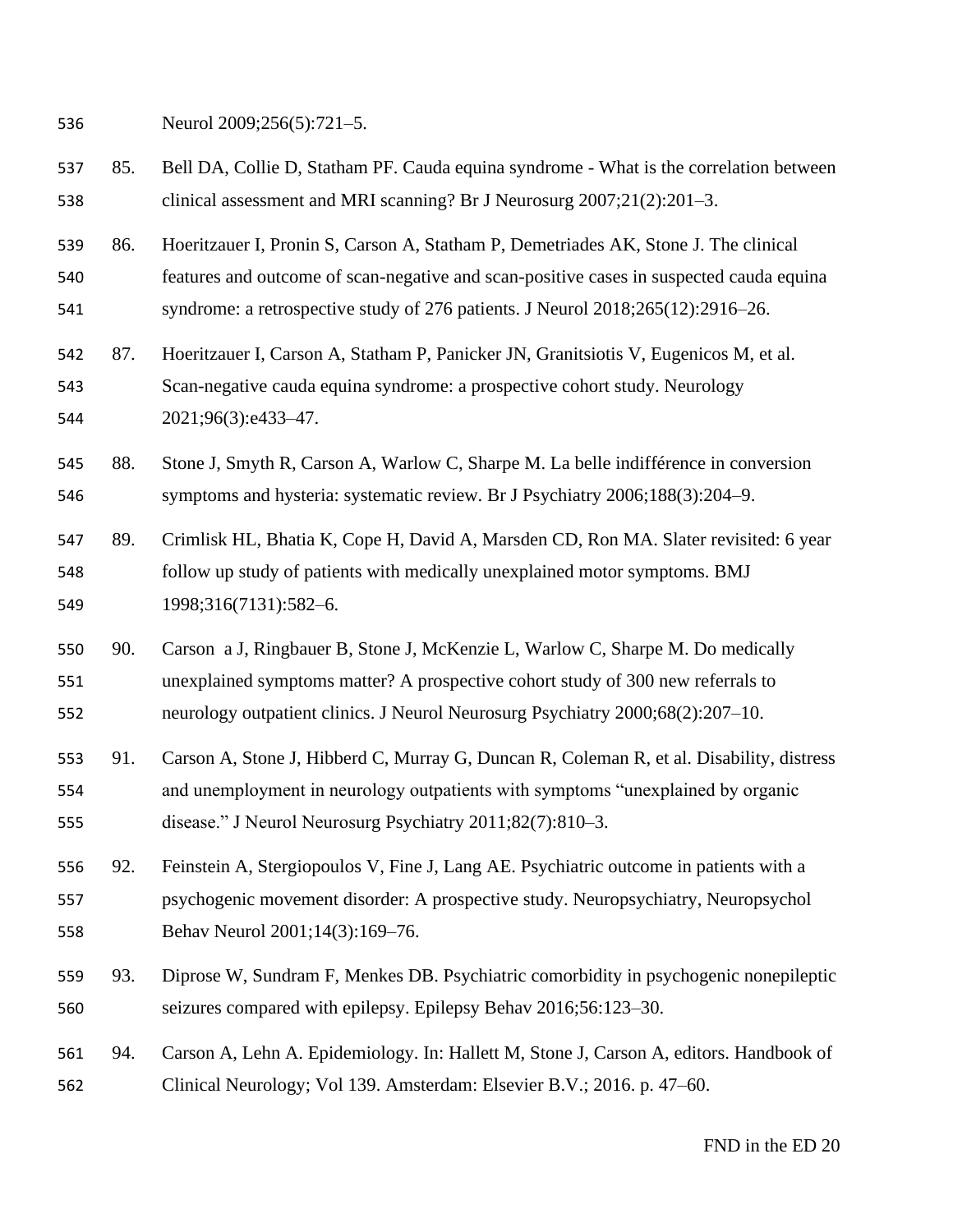Neurol 2009;256(5):721–5.

85. Bell DA, Collie D, Statham PF. Cauda equina syndrome - What is the correlation between clinical assessment and MRI scanning? Br J Neurosurg 2007;21(2):201–3.

86. Hoeritzauer I, Pronin S, Carson A, Statham P, Demetriades AK, Stone J. The clinical features and outcome of scan-negative and scan-positive cases in suspected cauda equina syndrome: a retrospective study of 276 patients. J Neurol 2018;265(12):2916–26.

87. Hoeritzauer I, Carson A, Statham P, Panicker JN, Granitsiotis V, Eugenicos M, et al. Scan-negative cauda equina syndrome: a prospective cohort study. Neurology 2021;96(3):e433–47.

88. Stone J, Smyth R, Carson A, Warlow C, Sharpe M. La belle indifférence in conversion symptoms and hysteria: systematic review. Br J Psychiatry 2006;188(3):204–9.

89. Crimlisk HL, Bhatia K, Cope H, David A, Marsden CD, Ron MA. Slater revisited: 6 year follow up study of patients with medically unexplained motor symptoms. BMJ 1998;316(7131):582–6.

90. Carson a J, Ringbauer B, Stone J, McKenzie L, Warlow C, Sharpe M. Do medically unexplained symptoms matter? A prospective cohort study of 300 new referrals to neurology outpatient clinics. J Neurol Neurosurg Psychiatry 2000;68(2):207–10.

91. Carson A, Stone J, Hibberd C, Murray G, Duncan R, Coleman R, et al. Disability, distress and unemployment in neurology outpatients with symptoms "unexplained by organic disease." J Neurol Neurosurg Psychiatry 2011;82(7):810–3.

92. Feinstein A, Stergiopoulos V, Fine J, Lang AE. Psychiatric outcome in patients with a psychogenic movement disorder: A prospective study. Neuropsychiatry, Neuropsychol Behav Neurol 2001;14(3):169–76.

93. Diprose W, Sundram F, Menkes DB. Psychiatric comorbidity in psychogenic nonepileptic seizures compared with epilepsy. Epilepsy Behav 2016;56:123–30.

94. Carson A, Lehn A. Epidemiology. In: Hallett M, Stone J, Carson A, editors. Handbook of Clinical Neurology; Vol 139. Amsterdam: Elsevier B.V.; 2016. p. 47–60.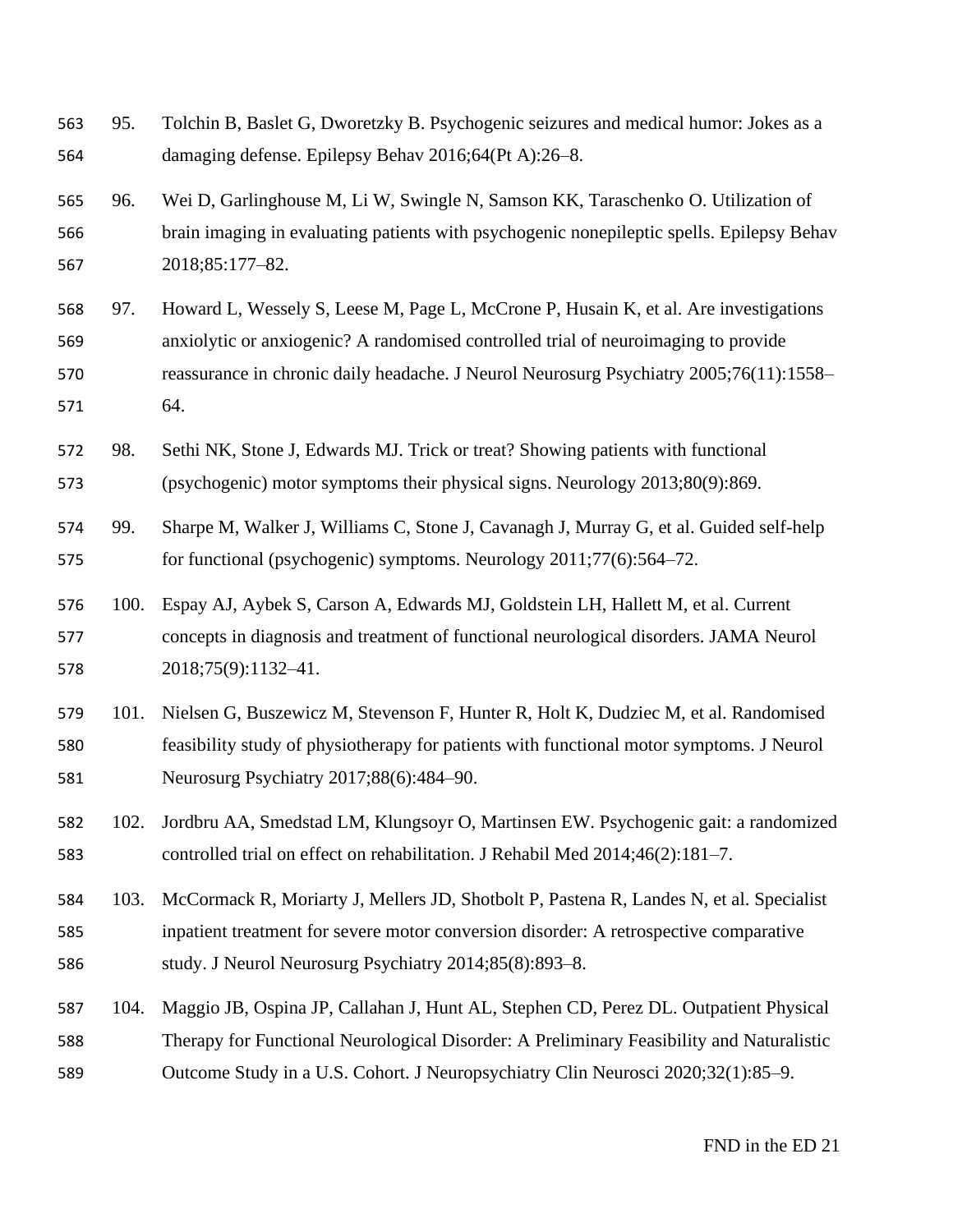95. Tolchin B, Baslet G, Dworetzky B. Psychogenic seizures and medical humor: Jokes as a damaging defense. Epilepsy Behav 2016;64(Pt A):26–8.

96. Wei D, Garlinghouse M, Li W, Swingle N, Samson KK, Taraschenko O. Utilization of brain imaging in evaluating patients with psychogenic nonepileptic spells. Epilepsy Behav 2018;85:177–82.

97. Howard L, Wessely S, Leese M, Page L, McCrone P, Husain K, et al. Are investigations anxiolytic or anxiogenic? A randomised controlled trial of neuroimaging to provide reassurance in chronic daily headache. J Neurol Neurosurg Psychiatry 2005;76(11):1558–64.

98. Sethi NK, Stone J, Edwards MJ. Trick or treat? Showing patients with functional (psychogenic) motor symptoms their physical signs. Neurology 2013;80(9):869.

99. Sharpe M, Walker J, Williams C, Stone J, Cavanagh J, Murray G, et al. Guided self-help for functional (psychogenic) symptoms. Neurology 2011;77(6):564–72.

100. Espay AJ, Aybek S, Carson A, Edwards MJ, Goldstein LH, Hallett M, et al. Current concepts in diagnosis and treatment of functional neurological disorders. JAMA Neurol 2018;75(9):1132–41.

101. Nielsen G, Buszewicz M, Stevenson F, Hunter R, Holt K, Dudziec M, et al. Randomised feasibility study of physiotherapy for patients with functional motor symptoms. J Neurol Neurosurg Psychiatry 2017;88(6):484–90.

102. Jordbru AA, Smedstad LM, Klungsoyr O, Martinsen EW. Psychogenic gait: a randomized controlled trial on effect on rehabilitation. J Rehabil Med 2014;46(2):181–7.

103. McCormack R, Moriarty J, Mellers JD, Shotbolt P, Pastena R, Landes N, et al. Specialist inpatient treatment for severe motor conversion disorder: A retrospective comparative study. J Neurol Neurosurg Psychiatry 2014;85(8):893–8.

104. Maggio JB, Ospina JP, Callahan J, Hunt AL, Stephen CD, Perez DL. Outpatient Physical Therapy for Functional Neurological Disorder: A Preliminary Feasibility and Naturalistic Outcome Study in a U.S. Cohort. J Neuropsychiatry Clin Neurosci 2020;32(1):85–9.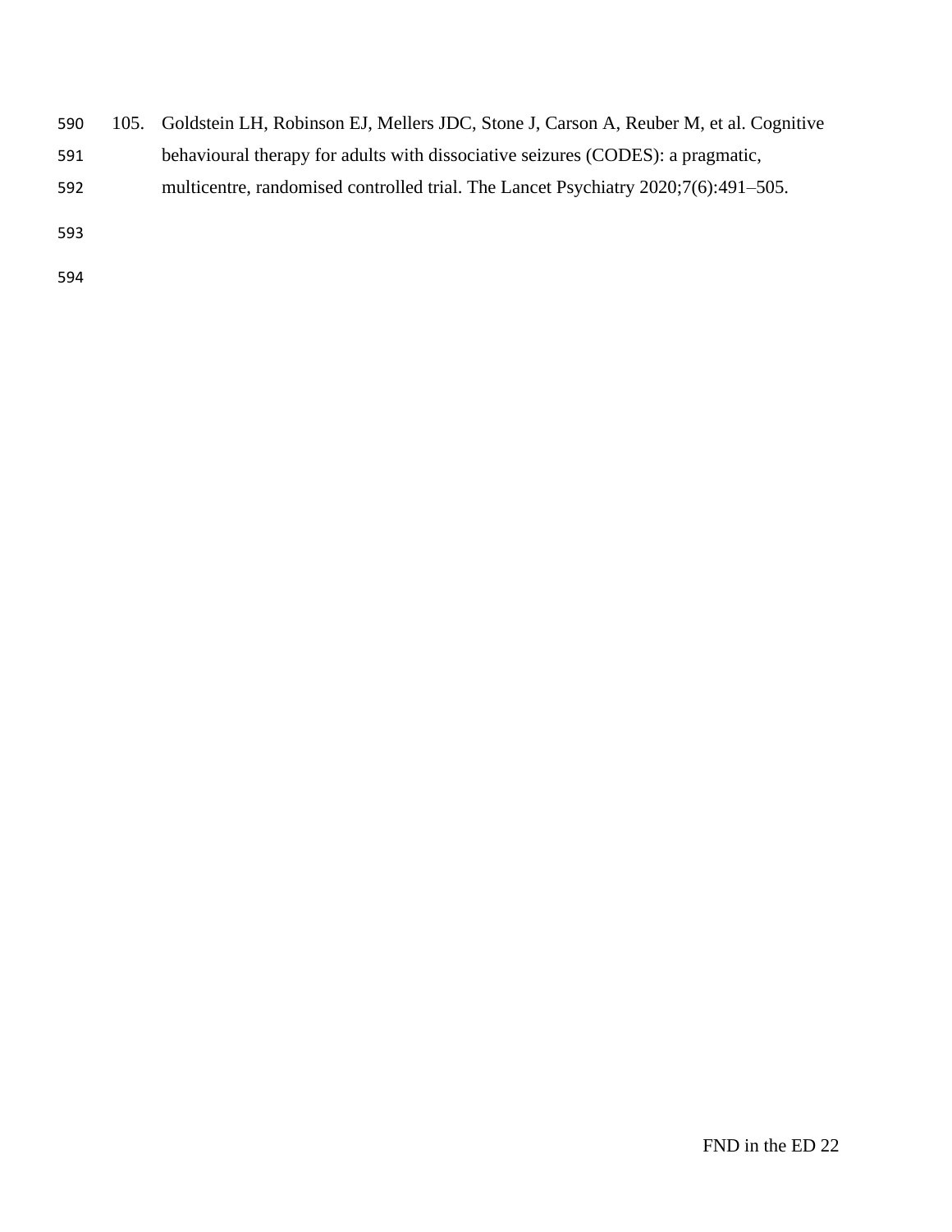105. Goldstein LH, Robinson EJ, Mellers JDC, Stone J, Carson A, Reuber M, et al. Cognitive behavioural therapy for adults with dissociative seizures (CODES): a pragmatic, multicentre, randomised controlled trial. The Lancet Psychiatry 2020;7(6):491–505.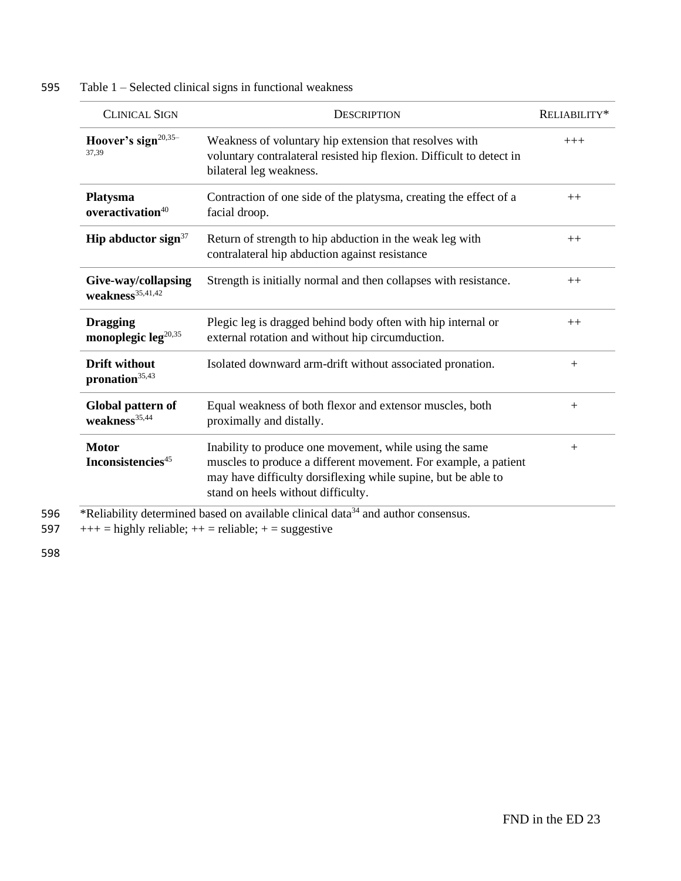Table 1 – Selected clinical signs in functional weakness

| CLINICAL SIGN | DESCRIPTION | RELIABILITY* |
|---|---|---|
| **Hoover's sign**[20,35–37,39] | Weakness of voluntary hip extension that resolves with voluntary contralateral resisted hip flexion. Difficult to detect in bilateral leg weakness. | +++ |
| **Platysma overactivation**[40] | Contraction of one side of the platysma, creating the effect of a facial droop. | ++ |
| **Hip abductor sign**[37] | Return of strength to hip abduction in the weak leg with contralateral hip abduction against resistance | ++ |
| **Give-way/collapsing weakness**[35,41,42] | Strength is initially normal and then collapses with resistance. | ++ |
| **Dragging monoplegic leg**[20,35] | Plegic leg is dragged behind body often with hip internal or external rotation and without hip circumduction. | ++ |
| **Drift without pronation**[35,43] | Isolated downward arm-drift without associated pronation. | + |
| **Global pattern of weakness**[35,44] | Equal weakness of both flexor and extensor muscles, both proximally and distally. | + |
| **Motor Inconsistencies**[45] | Inability to produce one movement, while using the same muscles to produce a different movement. For example, a patient may have difficulty dorsiflexing while supine, but be able to stand on heels without difficulty. | + |

*Reliability determined based on available clinical data[34] and author consensus.
+++ = highly reliable; ++ = reliable; + = suggestive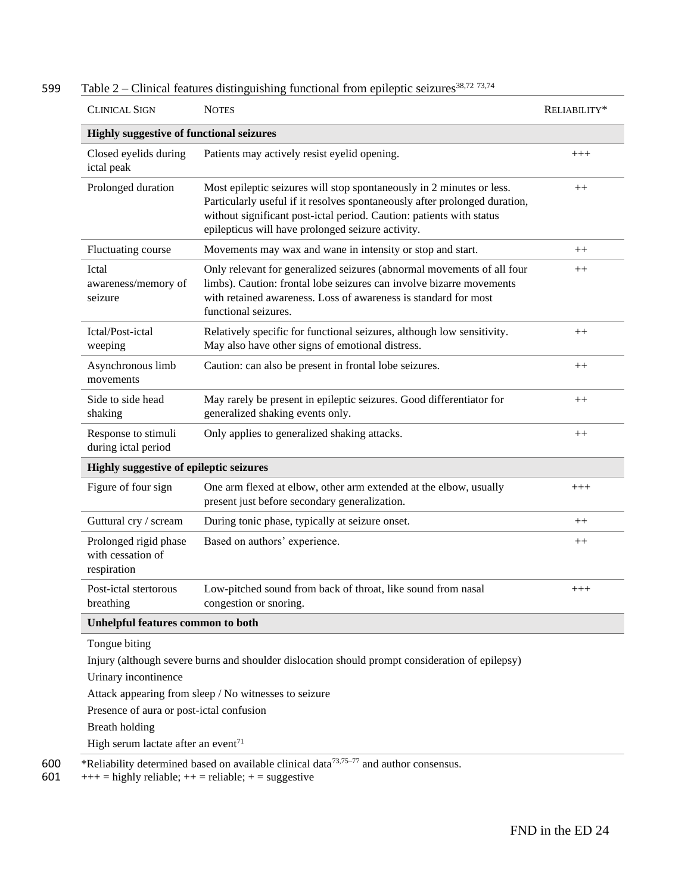Table 2 – Clinical features distinguishing functional from epileptic seizures[38,72 73,74]

| CLINICAL SIGN | NOTES | RELIABILITY* |
|---|---|---|
| **Highly suggestive of functional seizures** | | |
| Closed eyelids during ictal peak | Patients may actively resist eyelid opening. | +++ |
| Prolonged duration | Most epileptic seizures will stop spontaneously in 2 minutes or less. Particularly useful if it resolves spontaneously after prolonged duration, without significant post-ictal period. Caution: patients with status epilepticus will have prolonged seizure activity. | ++ |
| Fluctuating course | Movements may wax and wane in intensity or stop and start. | ++ |
| Ictal awareness/memory of seizure | Only relevant for generalized seizures (abnormal movements of all four limbs). Caution: frontal lobe seizures can involve bizarre movements with retained awareness. Loss of awareness is standard for most functional seizures. | ++ |
| Ictal/Post-ictal weeping | Relatively specific for functional seizures, although low sensitivity. May also have other signs of emotional distress. | ++ |
| Asynchronous limb movements | Caution: can also be present in frontal lobe seizures. | ++ |
| Side to side head shaking | May rarely be present in epileptic seizures. Good differentiator for generalized shaking events only. | ++ |
| Response to stimuli during ictal period | Only applies to generalized shaking attacks. | ++ |
| **Highly suggestive of epileptic seizures** | | |
| Figure of four sign | One arm flexed at elbow, other arm extended at the elbow, usually present just before secondary generalization. | +++ |
| Guttural cry / scream | During tonic phase, typically at seizure onset. | ++ |
| Prolonged rigid phase with cessation of respiration | Based on authors' experience. | ++ |
| Post-ictal stertorous breathing | Low-pitched sound from back of throat, like sound from nasal congestion or snoring. | +++ |
| **Unhelpful features common to both** | | |
| Tongue biting | | |
| Injury (although severe burns and shoulder dislocation should prompt consideration of epilepsy) | | |
| Urinary incontinence | | |
| Attack appearing from sleep / No witnesses to seizure | | |
| Presence of aura or post-ictal confusion | | |
| Breath holding | | |
| High serum lactate after an event[71] | | |

*Reliability determined based on available clinical data[73,75–77] and author consensus.
+++ = highly reliable; ++ = reliable; + = suggestive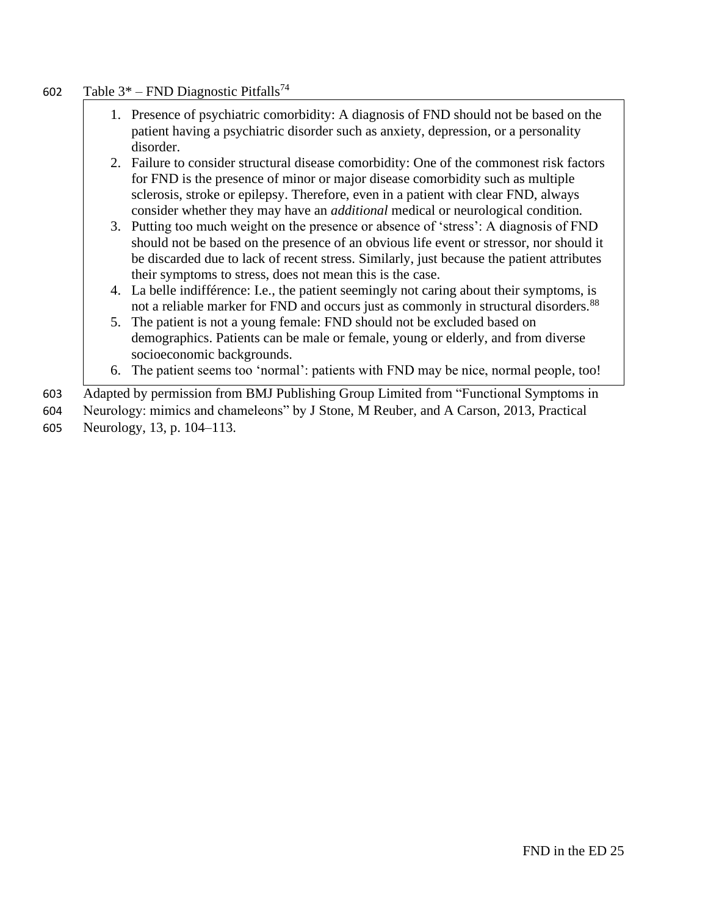Table 3* – FND Diagnostic Pitfalls[74]

1. Presence of psychiatric comorbidity: A diagnosis of FND should not be based on the patient having a psychiatric disorder such as anxiety, depression, or a personality disorder.
2. Failure to consider structural disease comorbidity: One of the commonest risk factors for FND is the presence of minor or major disease comorbidity such as multiple sclerosis, stroke or epilepsy. Therefore, even in a patient with clear FND, always consider whether they may have an *additional* medical or neurological condition.
3. Putting too much weight on the presence or absence of 'stress': A diagnosis of FND should not be based on the presence of an obvious life event or stressor, nor should it be discarded due to lack of recent stress. Similarly, just because the patient attributes their symptoms to stress, does not mean this is the case.
4. La belle indifférence: I.e., the patient seemingly not caring about their symptoms, is not a reliable marker for FND and occurs just as commonly in structural disorders.[88]
5. The patient is not a young female: FND should not be excluded based on demographics. Patients can be male or female, young or elderly, and from diverse socioeconomic backgrounds.
6. The patient seems too 'normal': patients with FND may be nice, normal people, too!

Adapted by permission from BMJ Publishing Group Limited from "Functional Symptoms in Neurology: mimics and chameleons" by J Stone, M Reuber, and A Carson, 2013, Practical Neurology, 13, p. 104–113.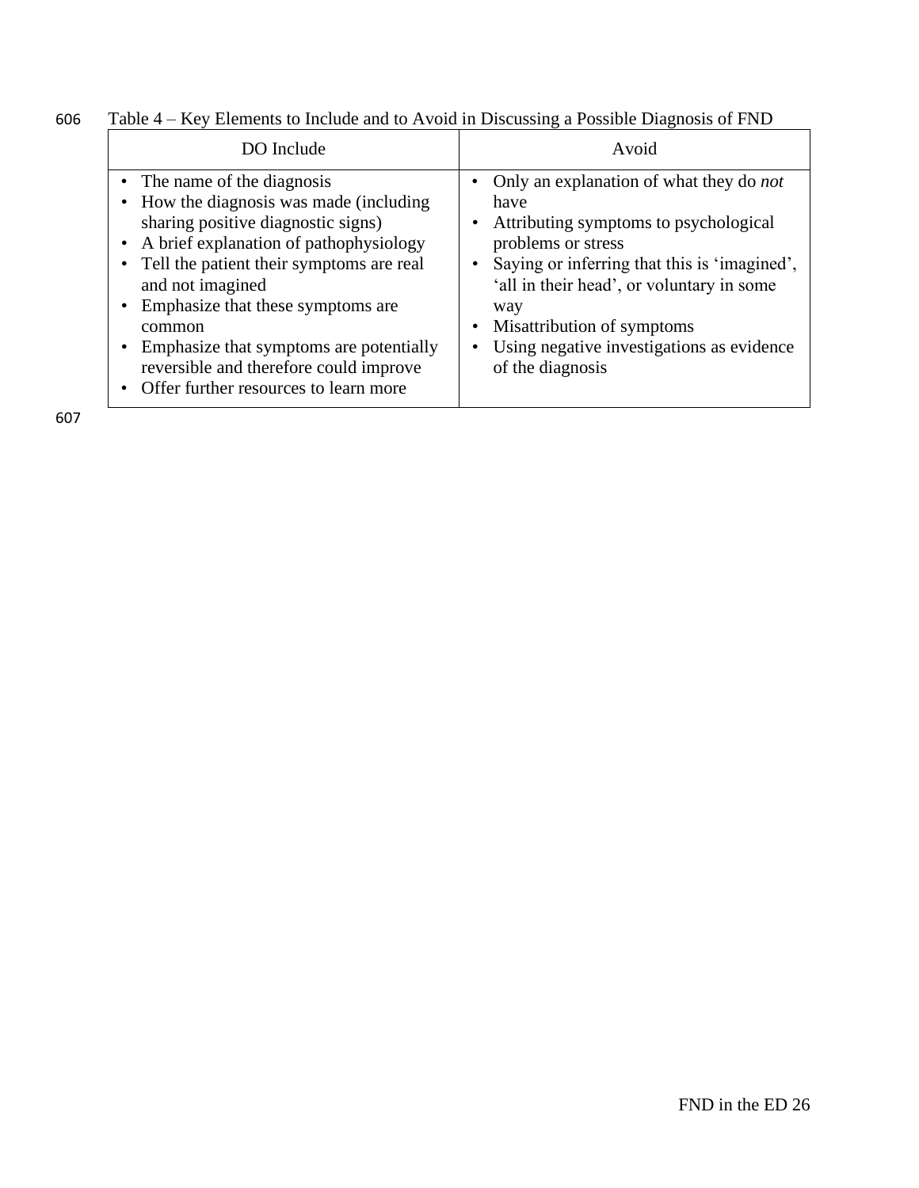Table 4 – Key Elements to Include and to Avoid in Discussing a Possible Diagnosis of FND

| DO Include | Avoid |
|---|---|
| • The name of the diagnosis<br>• How the diagnosis was made (including sharing positive diagnostic signs)<br>• A brief explanation of pathophysiology<br>• Tell the patient their symptoms are real and not imagined<br>• Emphasize that these symptoms are common<br>• Emphasize that symptoms are potentially reversible and therefore could improve<br>• Offer further resources to learn more | • Only an explanation of what they do *not* have<br>• Attributing symptoms to psychological problems or stress<br>• Saying or inferring that this is 'imagined', 'all in their head', or voluntary in some way<br>• Misattribution of symptoms<br>• Using negative investigations as evidence of the diagnosis |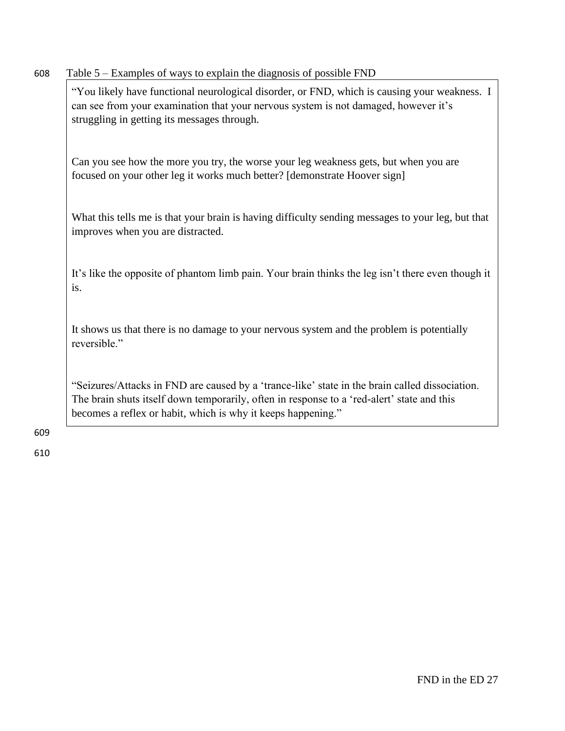Table 5 – Examples of ways to explain the diagnosis of possible FND

| |
|---|
| "You likely have functional neurological disorder, or FND, which is causing your weakness. I can see from your examination that your nervous system is not damaged, however it's struggling in getting its messages through.<br><br>Can you see how the more you try, the worse your leg weakness gets, but when you are focused on your other leg it works much better? [demonstrate Hoover sign]<br><br>What this tells me is that your brain is having difficulty sending messages to your leg, but that improves when you are distracted.<br><br>It's like the opposite of phantom limb pain. Your brain thinks the leg isn't there even though it is.<br><br>It shows us that there is no damage to your nervous system and the problem is potentially reversible."<br><br>"Seizures/Attacks in FND are caused by a 'trance-like' state in the brain called dissociation. The brain shuts itself down temporarily, often in response to a 'red-alert' state and this becomes a reflex or habit, which is why it keeps happening." |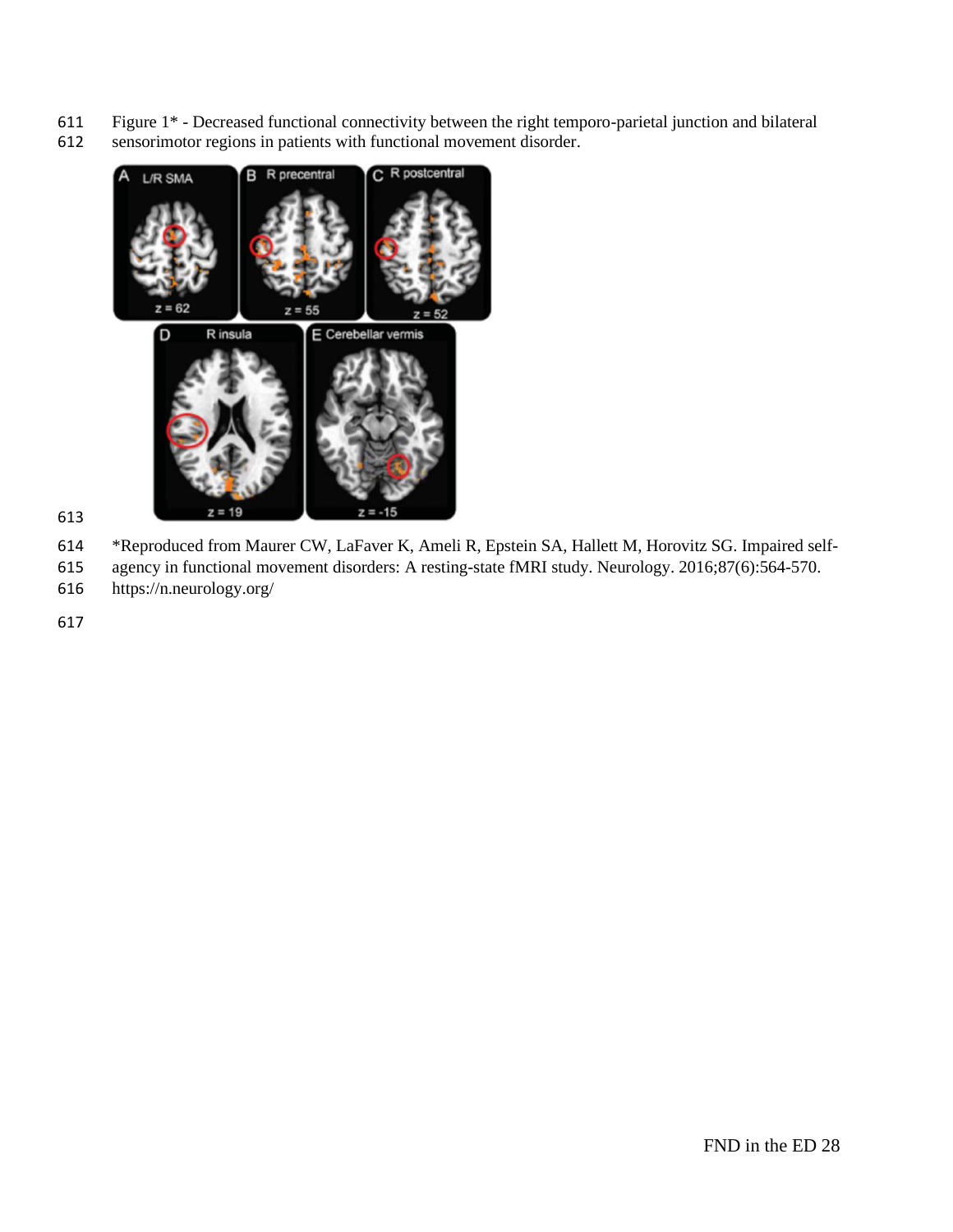Figure 1* - Decreased functional connectivity between the right temporo-parietal junction and bilateral sensorimotor regions in patients with functional movement disorder.

*Reproduced from Maurer CW, LaFaver K, Ameli R, Epstein SA, Hallett M, Horovitz SG. Impaired self-agency in functional movement disorders: A resting-state fMRI study. Neurology. 2016;87(6):564-570. https://n.neurology.org/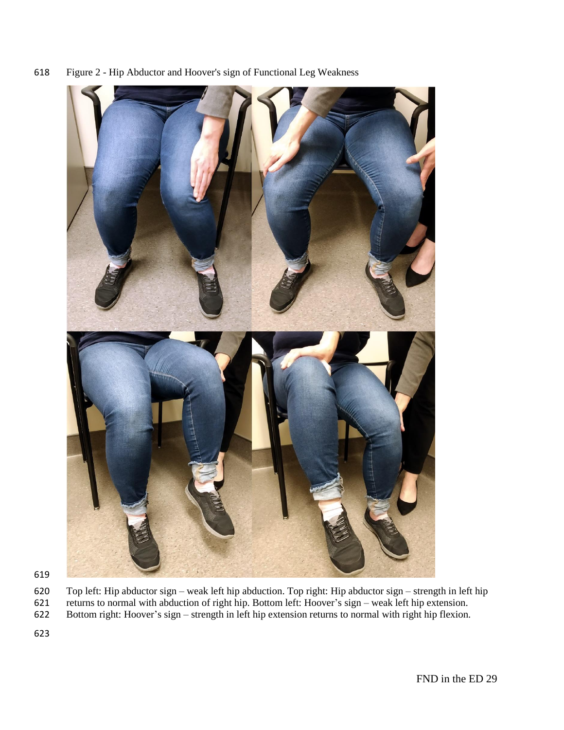Figure 2 - Hip Abductor and Hoover's sign of Functional Leg Weakness

Top left: Hip abductor sign – weak left hip abduction. Top right: Hip abductor sign – strength in left hip returns to normal with abduction of right hip. Bottom left: Hoover's sign – weak left hip extension. Bottom right: Hoover's sign – strength in left hip extension returns to normal with right hip flexion.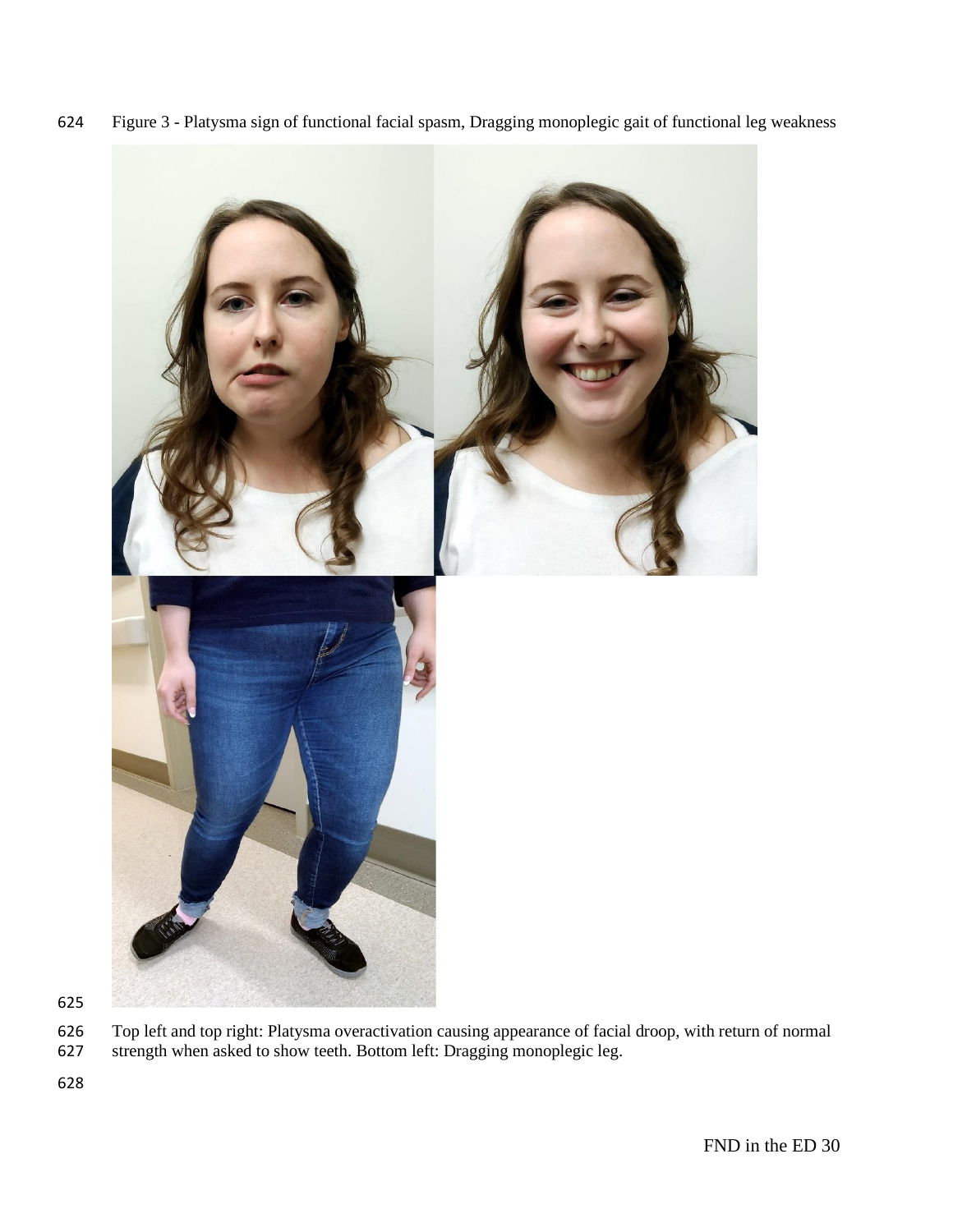Figure 3 - Platysma sign of functional facial spasm, Dragging monoplegic gait of functional leg weakness

Top left and top right: Platysma overactivation causing appearance of facial droop, with return of normal strength when asked to show teeth. Bottom left: Dragging monoplegic leg.